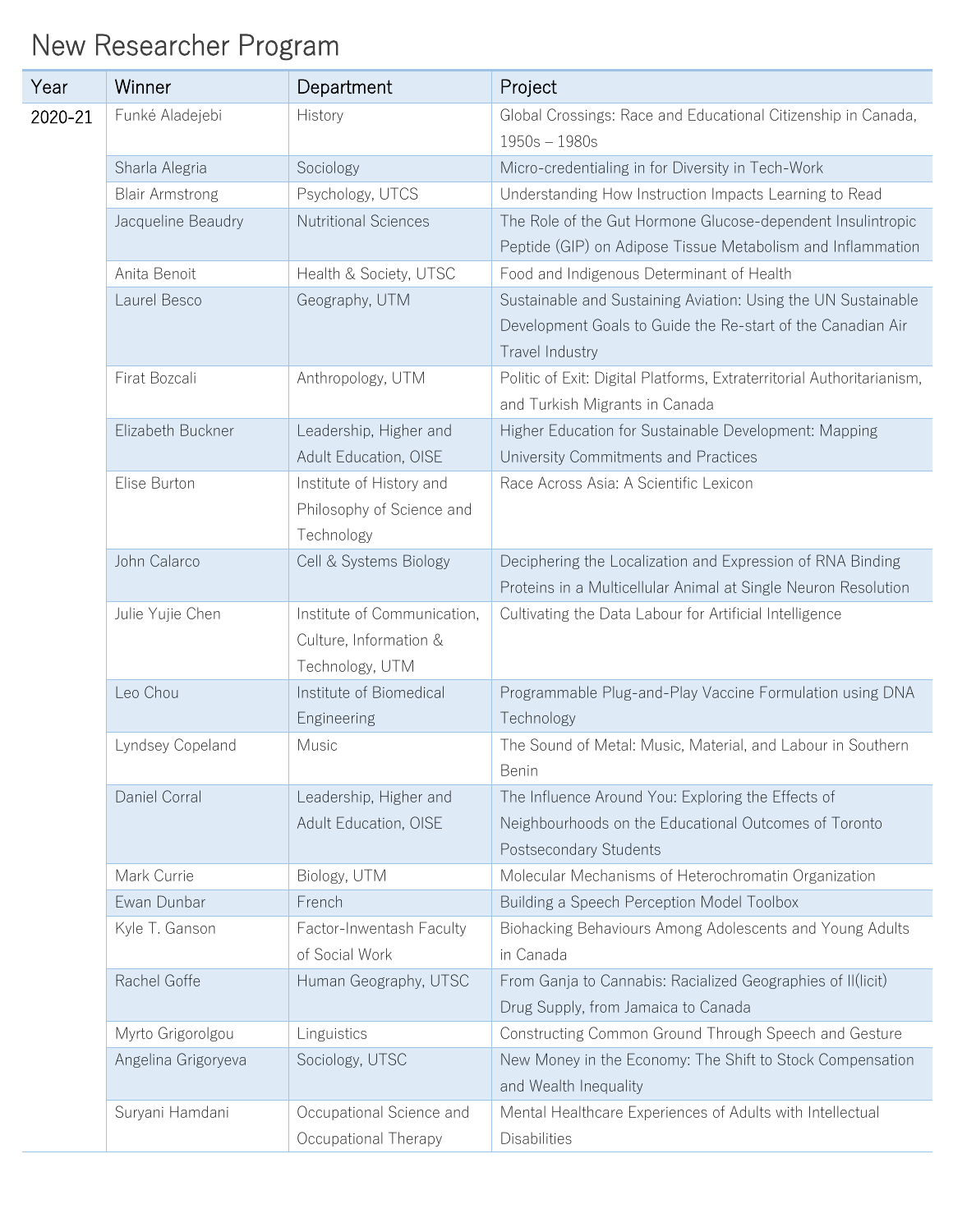# New Researcher Program

| Year | Winner | Department | Project |
|---|---|---|---|
| 2020-21 | Funké Aladejebi | History | Global Crossings: Race and Educational Citizenship in Canada, 1950s – 1980s |
| | Sharla Alegria | Sociology | Micro-credentialing in for Diversity in Tech-Work |
| | Blair Armstrong | Psychology, UTCS | Understanding How Instruction Impacts Learning to Read |
| | Jacqueline Beaudry | Nutritional Sciences | The Role of the Gut Hormone Glucose-dependent Insulintropic Peptide (GIP) on Adipose Tissue Metabolism and Inflammation |
| | Anita Benoit | Health & Society, UTSC | Food and Indigenous Determinant of Health |
| | Laurel Besco | Geography, UTM | Sustainable and Sustaining Aviation: Using the UN Sustainable Development Goals to Guide the Re-start of the Canadian Air Travel Industry |
| | Firat Bozcali | Anthropology, UTM | Politic of Exit: Digital Platforms, Extraterritorial Authoritarianism, and Turkish Migrants in Canada |
| | Elizabeth Buckner | Leadership, Higher and Adult Education, OISE | Higher Education for Sustainable Development: Mapping University Commitments and Practices |
| | Elise Burton | Institute of History and Philosophy of Science and Technology | Race Across Asia: A Scientific Lexicon |
| | John Calarco | Cell & Systems Biology | Deciphering the Localization and Expression of RNA Binding Proteins in a Multicellular Animal at Single Neuron Resolution |
| | Julie Yujie Chen | Institute of Communication, Culture, Information & Technology, UTM | Cultivating the Data Labour for Artificial Intelligence |
| | Leo Chou | Institute of Biomedical Engineering | Programmable Plug-and-Play Vaccine Formulation using DNA Technology |
| | Lyndsey Copeland | Music | The Sound of Metal: Music, Material, and Labour in Southern Benin |
| | Daniel Corral | Leadership, Higher and Adult Education, OISE | The Influence Around You: Exploring the Effects of Neighbourhoods on the Educational Outcomes of Toronto Postsecondary Students |
| | Mark Currie | Biology, UTM | Molecular Mechanisms of Heterochromatin Organization |
| | Ewan Dunbar | French | Building a Speech Perception Model Toolbox |
| | Kyle T. Ganson | Factor-Inwentash Faculty of Social Work | Biohacking Behaviours Among Adolescents and Young Adults in Canada |
| | Rachel Goffe | Human Geography, UTSC | From Ganja to Cannabis: Racialized Geographies of Il(licit) Drug Supply, from Jamaica to Canada |
| | Myrto Grigorolgou | Linguistics | Constructing Common Ground Through Speech and Gesture |
| | Angelina Grigoryeva | Sociology, UTSC | New Money in the Economy: The Shift to Stock Compensation and Wealth Inequality |
| | Suryani Hamdani | Occupational Science and Occupational Therapy | Mental Healthcare Experiences of Adults with Intellectual Disabilities |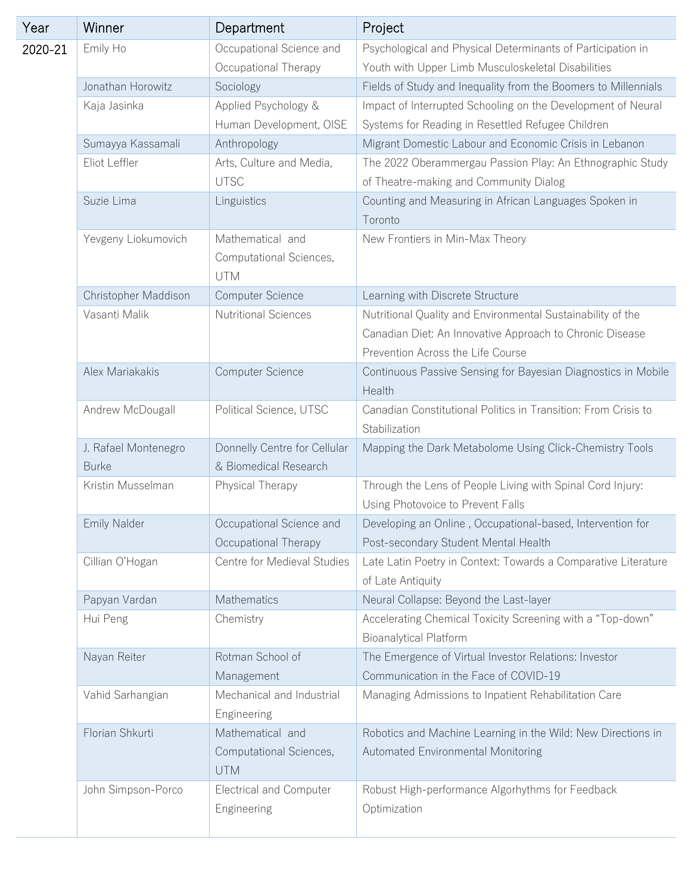| Year | Winner | Department | Project |
|---|---|---|---|
| 2020-21 | Emily Ho | Occupational Science and Occupational Therapy | Psychological and Physical Determinants of Participation in Youth with Upper Limb Musculoskeletal Disabilities |
| | Jonathan Horowitz | Sociology | Fields of Study and Inequality from the Boomers to Millennials |
| | Kaja Jasinka | Applied Psychology & Human Development, OISE | Impact of Interrupted Schooling on the Development of Neural Systems for Reading in Resettled Refugee Children |
| | Sumayya Kassamali | Anthropology | Migrant Domestic Labour and Economic Crisis in Lebanon |
| | Eliot Leffler | Arts, Culture and Media, UTSC | The 2022 Oberammergau Passion Play: An Ethnographic Study of Theatre-making and Community Dialog |
| | Suzie Lima | Linguistics | Counting and Measuring in African Languages Spoken in Toronto |
| | Yevgeny Liokumovich | Mathematical and Computational Sciences, UTM | New Frontiers in Min-Max Theory |
| | Christopher Maddison | Computer Science | Learning with Discrete Structure |
| | Vasanti Malik | Nutritional Sciences | Nutritional Quality and Environmental Sustainability of the Canadian Diet: An Innovative Approach to Chronic Disease Prevention Across the Life Course |
| | Alex Mariakakis | Computer Science | Continuous Passive Sensing for Bayesian Diagnostics in Mobile Health |
| | Andrew McDougall | Political Science, UTSC | Canadian Constitutional Politics in Transition: From Crisis to Stabilization |
| | J. Rafael Montenegro Burke | Donnelly Centre for Cellular & Biomedical Research | Mapping the Dark Metabolome Using Click-Chemistry Tools |
| | Kristin Musselman | Physical Therapy | Through the Lens of People Living with Spinal Cord Injury: Using Photovoice to Prevent Falls |
| | Emily Nalder | Occupational Science and Occupational Therapy | Developing an Online , Occupational-based, Intervention for Post-secondary Student Mental Health |
| | Cillian O'Hogan | Centre for Medieval Studies | Late Latin Poetry in Context: Towards a Comparative Literature of Late Antiquity |
| | Papyan Vardan | Mathematics | Neural Collapse: Beyond the Last-layer |
| | Hui Peng | Chemistry | Accelerating Chemical Toxicity Screening with a "Top-down" Bioanalytical Platform |
| | Nayan Reiter | Rotman School of Management | The Emergence of Virtual Investor Relations: Investor Communication in the Face of COVID-19 |
| | Vahid Sarhangian | Mechanical and Industrial Engineering | Managing Admissions to Inpatient Rehabilitation Care |
| | Florian Shkurti | Mathematical and Computational Sciences, UTM | Robotics and Machine Learning in the Wild: New Directions in Automated Environmental Monitoring |
| | John Simpson-Porco | Electrical and Computer Engineering | Robust High-performance Algorhythms for Feedback Optimization |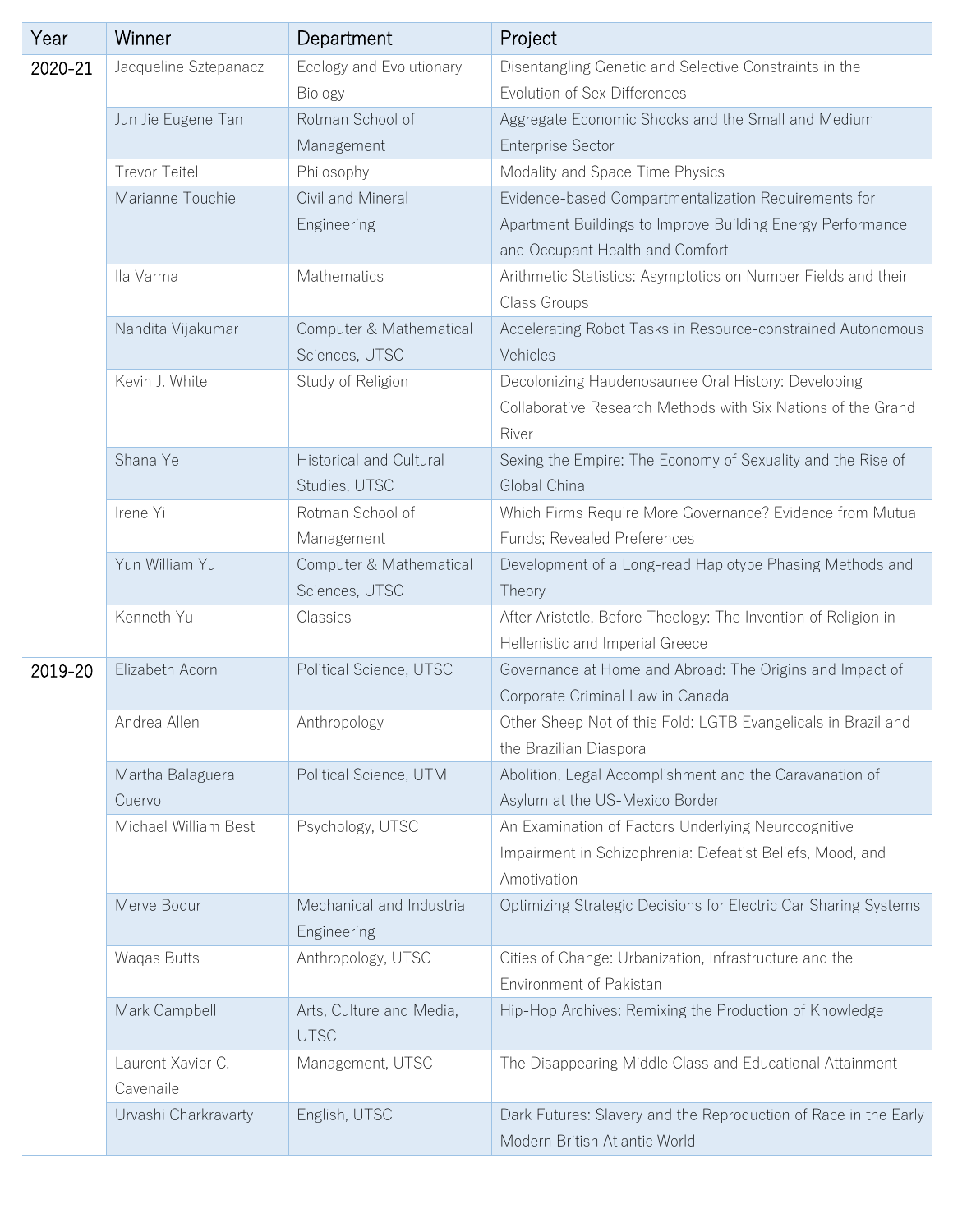| Year | Winner | Department | Project |
| --- | --- | --- | --- |
| 2020-21 | Jacqueline Sztepanacz | Ecology and Evolutionary Biology | Disentangling Genetic and Selective Constraints in the Evolution of Sex Differences |
| | Jun Jie Eugene Tan | Rotman School of Management | Aggregate Economic Shocks and the Small and Medium Enterprise Sector |
| | Trevor Teitel | Philosophy | Modality and Space Time Physics |
| | Marianne Touchie | Civil and Mineral Engineering | Evidence-based Compartmentalization Requirements for Apartment Buildings to Improve Building Energy Performance and Occupant Health and Comfort |
| | Ila Varma | Mathematics | Arithmetic Statistics: Asymptotics on Number Fields and their Class Groups |
| | Nandita Vijakumar | Computer & Mathematical Sciences, UTSC | Accelerating Robot Tasks in Resource-constrained Autonomous Vehicles |
| | Kevin J. White | Study of Religion | Decolonizing Haudenosaunee Oral History: Developing Collaborative Research Methods with Six Nations of the Grand River |
| | Shana Ye | Historical and Cultural Studies, UTSC | Sexing the Empire: The Economy of Sexuality and the Rise of Global China |
| | Irene Yi | Rotman School of Management | Which Firms Require More Governance? Evidence from Mutual Funds; Revealed Preferences |
| | Yun William Yu | Computer & Mathematical Sciences, UTSC | Development of a Long-read Haplotype Phasing Methods and Theory |
| | Kenneth Yu | Classics | After Aristotle, Before Theology: The Invention of Religion in Hellenistic and Imperial Greece |
| 2019-20 | Elizabeth Acorn | Political Science, UTSC | Governance at Home and Abroad: The Origins and Impact of Corporate Criminal Law in Canada |
| | Andrea Allen | Anthropology | Other Sheep Not of this Fold: LGTB Evangelicals in Brazil and the Brazilian Diaspora |
| | Martha Balaguera Cuervo | Political Science, UTM | Abolition, Legal Accomplishment and the Caravanation of Asylum at the US-Mexico Border |
| | Michael William Best | Psychology, UTSC | An Examination of Factors Underlying Neurocognitive Impairment in Schizophrenia: Defeatist Beliefs, Mood, and Amotivation |
| | Merve Bodur | Mechanical and Industrial Engineering | Optimizing Strategic Decisions for Electric Car Sharing Systems |
| | Waqas Butts | Anthropology, UTSC | Cities of Change: Urbanization, Infrastructure and the Environment of Pakistan |
| | Mark Campbell | Arts, Culture and Media, UTSC | Hip-Hop Archives: Remixing the Production of Knowledge |
| | Laurent Xavier C. Cavenaile | Management, UTSC | The Disappearing Middle Class and Educational Attainment |
| | Urvashi Charkravarty | English, UTSC | Dark Futures: Slavery and the Reproduction of Race in the Early Modern British Atlantic World |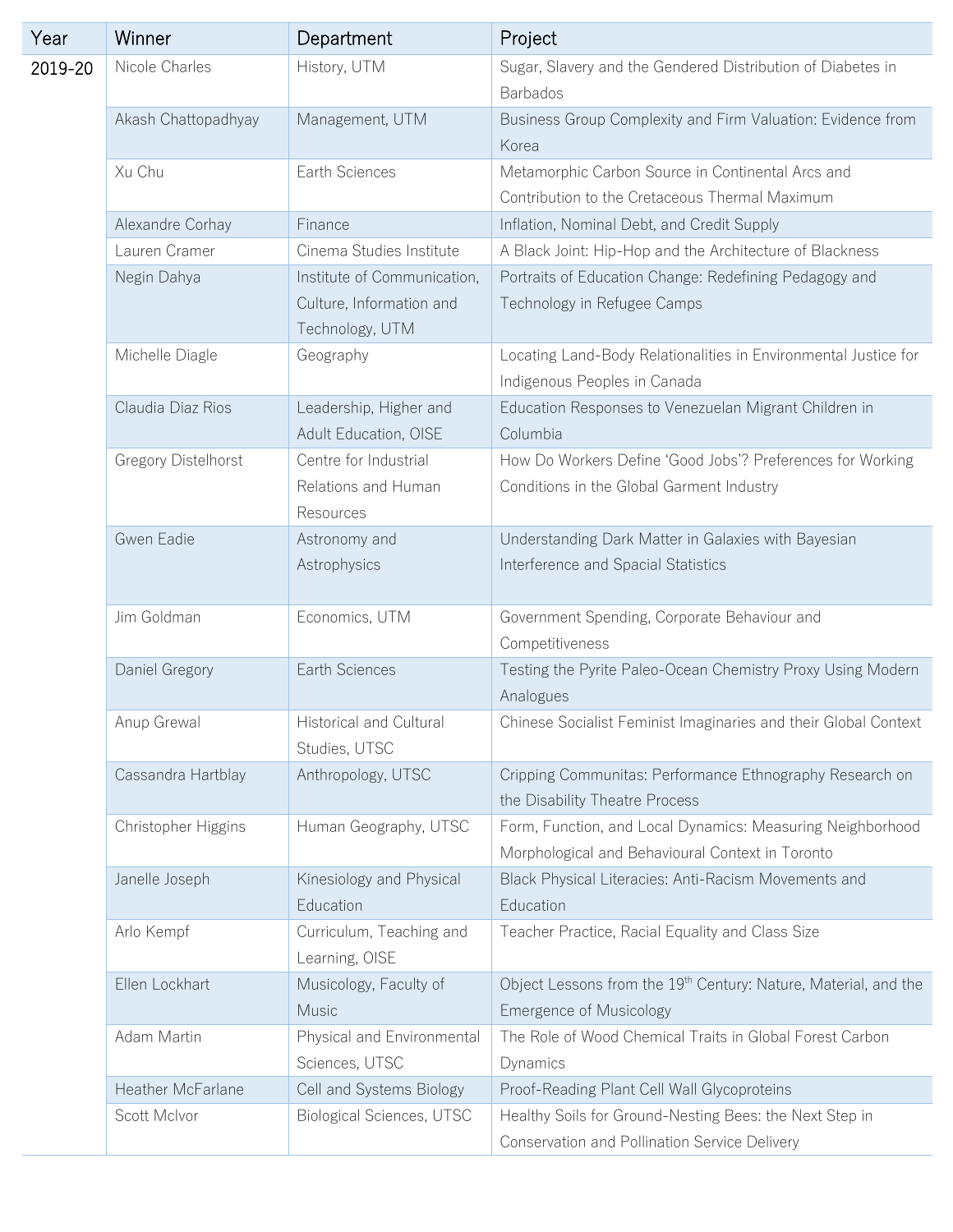| Year | Winner | Department | Project |
|---|---|---|---|
| 2019-20 | Nicole Charles | History, UTM | Sugar, Slavery and the Gendered Distribution of Diabetes in Barbados |
| | Akash Chattopadhyay | Management, UTM | Business Group Complexity and Firm Valuation: Evidence from Korea |
| | Xu Chu | Earth Sciences | Metamorphic Carbon Source in Continental Arcs and Contribution to the Cretaceous Thermal Maximum |
| | Alexandre Corhay | Finance | Inflation, Nominal Debt, and Credit Supply |
| | Lauren Cramer | Cinema Studies Institute | A Black Joint: Hip-Hop and the Architecture of Blackness |
| | Negin Dahya | Institute of Communication, Culture, Information and Technology, UTM | Portraits of Education Change: Redefining Pedagogy and Technology in Refugee Camps |
| | Michelle Diagle | Geography | Locating Land-Body Relationalities in Environmental Justice for Indigenous Peoples in Canada |
| | Claudia Diaz Rios | Leadership, Higher and Adult Education, OISE | Education Responses to Venezuelan Migrant Children in Columbia |
| | Gregory Distelhorst | Centre for Industrial Relations and Human Resources | How Do Workers Define 'Good Jobs'? Preferences for Working Conditions in the Global Garment Industry |
| | Gwen Eadie | Astronomy and Astrophysics | Understanding Dark Matter in Galaxies with Bayesian Interference and Spacial Statistics |
| | Jim Goldman | Economics, UTM | Government Spending, Corporate Behaviour and Competitiveness |
| | Daniel Gregory | Earth Sciences | Testing the Pyrite Paleo-Ocean Chemistry Proxy Using Modern Analogues |
| | Anup Grewal | Historical and Cultural Studies, UTSC | Chinese Socialist Feminist Imaginaries and their Global Context |
| | Cassandra Hartblay | Anthropology, UTSC | Cripping Communitas: Performance Ethnography Research on the Disability Theatre Process |
| | Christopher Higgins | Human Geography, UTSC | Form, Function, and Local Dynamics: Measuring Neighborhood Morphological and Behavioural Context in Toronto |
| | Janelle Joseph | Kinesiology and Physical Education | Black Physical Literacies: Anti-Racism Movements and Education |
| | Arlo Kempf | Curriculum, Teaching and Learning, OISE | Teacher Practice, Racial Equality and Class Size |
| | Ellen Lockhart | Musicology, Faculty of Music | Object Lessons from the 19th Century: Nature, Material, and the Emergence of Musicology |
| | Adam Martin | Physical and Environmental Sciences, UTSC | The Role of Wood Chemical Traits in Global Forest Carbon Dynamics |
| | Heather McFarlane | Cell and Systems Biology | Proof-Reading Plant Cell Wall Glycoproteins |
| | Scott McIvor | Biological Sciences, UTSC | Healthy Soils for Ground-Nesting Bees: the Next Step in Conservation and Pollination Service Delivery |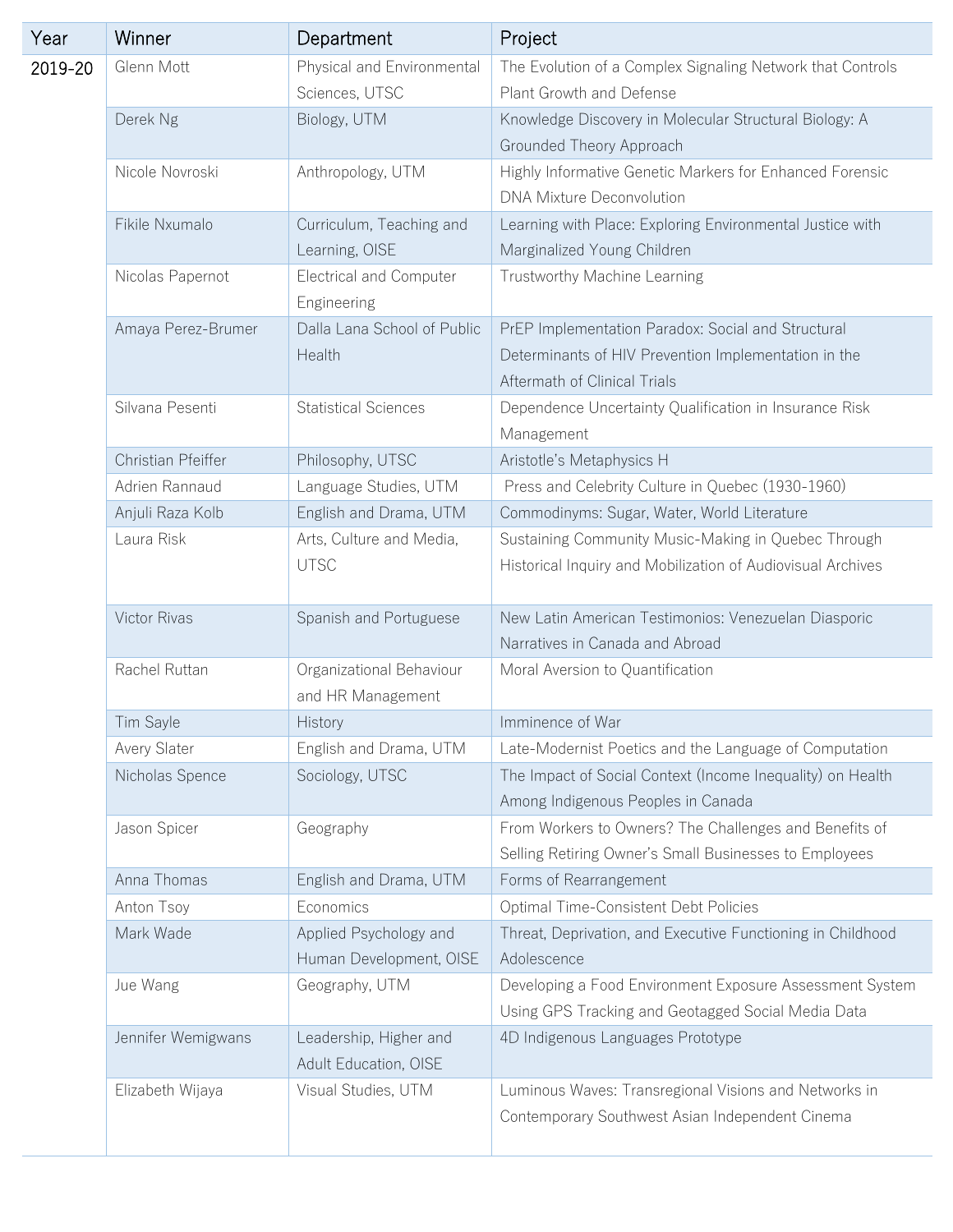| Year | Winner | Department | Project |
| --- | --- | --- | --- |
| 2019-20 | Glenn Mott | Physical and Environmental Sciences, UTSC | The Evolution of a Complex Signaling Network that Controls Plant Growth and Defense |
| | Derek Ng | Biology, UTM | Knowledge Discovery in Molecular Structural Biology: A Grounded Theory Approach |
| | Nicole Novroski | Anthropology, UTM | Highly Informative Genetic Markers for Enhanced Forensic DNA Mixture Deconvolution |
| | Fikile Nxumalo | Curriculum, Teaching and Learning, OISE | Learning with Place: Exploring Environmental Justice with Marginalized Young Children |
| | Nicolas Papernot | Electrical and Computer Engineering | Trustworthy Machine Learning |
| | Amaya Perez-Brumer | Dalla Lana School of Public Health | PrEP Implementation Paradox: Social and Structural Determinants of HIV Prevention Implementation in the Aftermath of Clinical Trials |
| | Silvana Pesenti | Statistical Sciences | Dependence Uncertainty Qualification in Insurance Risk Management |
| | Christian Pfeiffer | Philosophy, UTSC | Aristotle's Metaphysics H |
| | Adrien Rannaud | Language Studies, UTM | Press and Celebrity Culture in Quebec (1930-1960) |
| | Anjuli Raza Kolb | English and Drama, UTM | Commodinyms: Sugar, Water, World Literature |
| | Laura Risk | Arts, Culture and Media, UTSC | Sustaining Community Music-Making in Quebec Through Historical Inquiry and Mobilization of Audiovisual Archives |
| | Victor Rivas | Spanish and Portuguese | New Latin American Testimonios: Venezuelan Diasporic Narratives in Canada and Abroad |
| | Rachel Ruttan | Organizational Behaviour and HR Management | Moral Aversion to Quantification |
| | Tim Sayle | History | Imminence of War |
| | Avery Slater | English and Drama, UTM | Late-Modernist Poetics and the Language of Computation |
| | Nicholas Spence | Sociology, UTSC | The Impact of Social Context (Income Inequality) on Health Among Indigenous Peoples in Canada |
| | Jason Spicer | Geography | From Workers to Owners? The Challenges and Benefits of Selling Retiring Owner's Small Businesses to Employees |
| | Anna Thomas | English and Drama, UTM | Forms of Rearrangement |
| | Anton Tsoy | Economics | Optimal Time-Consistent Debt Policies |
| | Mark Wade | Applied Psychology and Human Development, OISE | Threat, Deprivation, and Executive Functioning in Childhood Adolescence |
| | Jue Wang | Geography, UTM | Developing a Food Environment Exposure Assessment System Using GPS Tracking and Geotagged Social Media Data |
| | Jennifer Wemigwans | Leadership, Higher and Adult Education, OISE | 4D Indigenous Languages Prototype |
| | Elizabeth Wijaya | Visual Studies, UTM | Luminous Waves: Transregional Visions and Networks in Contemporary Southwest Asian Independent Cinema |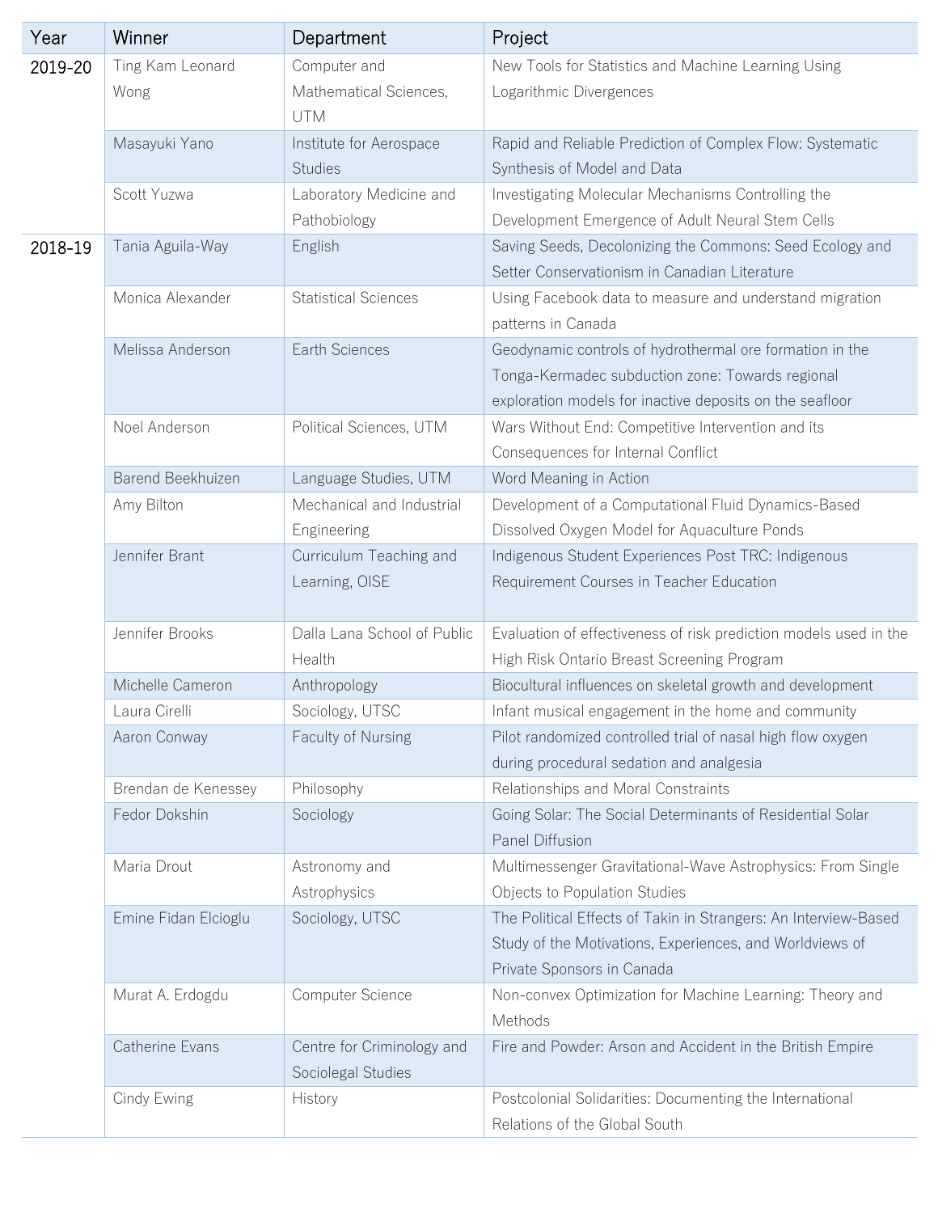| Year | Winner | Department | Project |
| --- | --- | --- | --- |
| 2019-20 | Ting Kam Leonard Wong | Computer and Mathematical Sciences, UTM | New Tools for Statistics and Machine Learning Using Logarithmic Divergences |
| | Masayuki Yano | Institute for Aerospace Studies | Rapid and Reliable Prediction of Complex Flow: Systematic Synthesis of Model and Data |
| | Scott Yuzwa | Laboratory Medicine and Pathobiology | Investigating Molecular Mechanisms Controlling the Development Emergence of Adult Neural Stem Cells |
| 2018-19 | Tania Aguila-Way | English | Saving Seeds, Decolonizing the Commons: Seed Ecology and Setter Conservationism in Canadian Literature |
| | Monica Alexander | Statistical Sciences | Using Facebook data to measure and understand migration patterns in Canada |
| | Melissa Anderson | Earth Sciences | Geodynamic controls of hydrothermal ore formation in the Tonga-Kermadec subduction zone: Towards regional exploration models for inactive deposits on the seafloor |
| | Noel Anderson | Political Sciences, UTM | Wars Without End: Competitive Intervention and its Consequences for Internal Conflict |
| | Barend Beekhuizen | Language Studies, UTM | Word Meaning in Action |
| | Amy Bilton | Mechanical and Industrial Engineering | Development of a Computational Fluid Dynamics-Based Dissolved Oxygen Model for Aquaculture Ponds |
| | Jennifer Brant | Curriculum Teaching and Learning, OISE | Indigenous Student Experiences Post TRC: Indigenous Requirement Courses in Teacher Education |
| | Jennifer Brooks | Dalla Lana School of Public Health | Evaluation of effectiveness of risk prediction models used in the High Risk Ontario Breast Screening Program |
| | Michelle Cameron | Anthropology | Biocultural influences on skeletal growth and development |
| | Laura Cirelli | Sociology, UTSC | Infant musical engagement in the home and community |
| | Aaron Conway | Faculty of Nursing | Pilot randomized controlled trial of nasal high flow oxygen during procedural sedation and analgesia |
| | Brendan de Kenessey | Philosophy | Relationships and Moral Constraints |
| | Fedor Dokshin | Sociology | Going Solar: The Social Determinants of Residential Solar Panel Diffusion |
| | Maria Drout | Astronomy and Astrophysics | Multimessenger Gravitational-Wave Astrophysics: From Single Objects to Population Studies |
| | Emine Fidan Elcioglu | Sociology, UTSC | The Political Effects of Takin in Strangers: An Interview-Based Study of the Motivations, Experiences, and Worldviews of Private Sponsors in Canada |
| | Murat A. Erdogdu | Computer Science | Non-convex Optimization for Machine Learning: Theory and Methods |
| | Catherine Evans | Centre for Criminology and Sociolegal Studies | Fire and Powder: Arson and Accident in the British Empire |
| | Cindy Ewing | History | Postcolonial Solidarities: Documenting the International Relations of the Global South |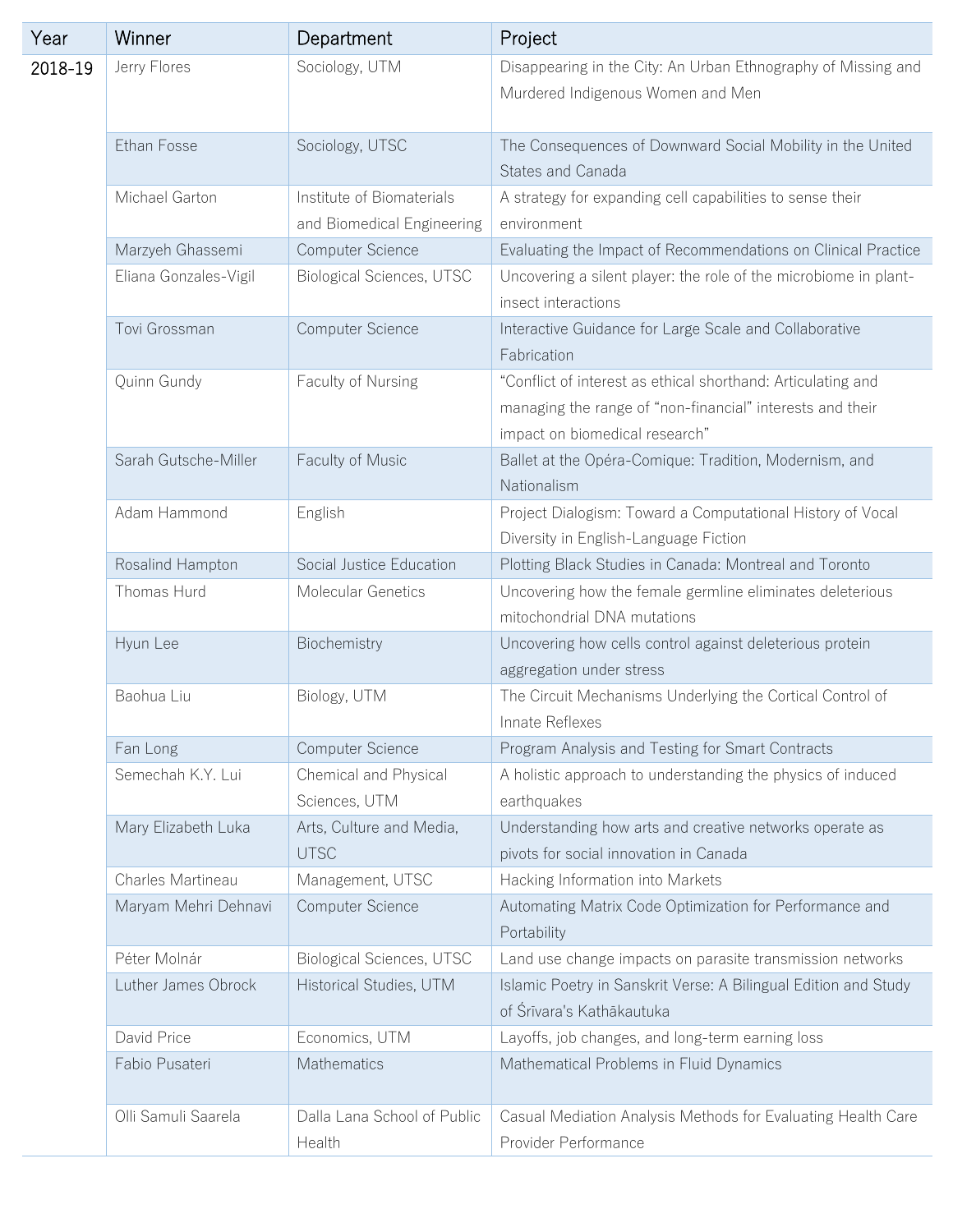| Year | Winner | Department | Project |
| --- | --- | --- | --- |
| 2018-19 | Jerry Flores | Sociology, UTM | Disappearing in the City: An Urban Ethnography of Missing and Murdered Indigenous Women and Men |
| | Ethan Fosse | Sociology, UTSC | The Consequences of Downward Social Mobility in the United States and Canada |
| | Michael Garton | Institute of Biomaterials and Biomedical Engineering | A strategy for expanding cell capabilities to sense their environment |
| | Marzyeh Ghassemi | Computer Science | Evaluating the Impact of Recommendations on Clinical Practice |
| | Eliana Gonzales-Vigil | Biological Sciences, UTSC | Uncovering a silent player: the role of the microbiome in plant-insect interactions |
| | Tovi Grossman | Computer Science | Interactive Guidance for Large Scale and Collaborative Fabrication |
| | Quinn Gundy | Faculty of Nursing | “Conflict of interest as ethical shorthand: Articulating and managing the range of “non-financial” interests and their impact on biomedical research” |
| | Sarah Gutsche-Miller | Faculty of Music | Ballet at the Opéra-Comique: Tradition, Modernism, and Nationalism |
| | Adam Hammond | English | Project Dialogism: Toward a Computational History of Vocal Diversity in English-Language Fiction |
| | Rosalind Hampton | Social Justice Education | Plotting Black Studies in Canada: Montreal and Toronto |
| | Thomas Hurd | Molecular Genetics | Uncovering how the female germline eliminates deleterious mitochondrial DNA mutations |
| | Hyun Lee | Biochemistry | Uncovering how cells control against deleterious protein aggregation under stress |
| | Baohua Liu | Biology, UTM | The Circuit Mechanisms Underlying the Cortical Control of Innate Reflexes |
| | Fan Long | Computer Science | Program Analysis and Testing for Smart Contracts |
| | Semechah K.Y. Lui | Chemical and Physical Sciences, UTM | A holistic approach to understanding the physics of induced earthquakes |
| | Mary Elizabeth Luka | Arts, Culture and Media, UTSC | Understanding how arts and creative networks operate as pivots for social innovation in Canada |
| | Charles Martineau | Management, UTSC | Hacking Information into Markets |
| | Maryam Mehri Dehnavi | Computer Science | Automating Matrix Code Optimization for Performance and Portability |
| | Péter Molnár | Biological Sciences, UTSC | Land use change impacts on parasite transmission networks |
| | Luther James Obrock | Historical Studies, UTM | Islamic Poetry in Sanskrit Verse: A Bilingual Edition and Study of Śrīvara's Kathākautuka |
| | David Price | Economics, UTM | Layoffs, job changes, and long-term earning loss |
| | Fabio Pusateri | Mathematics | Mathematical Problems in Fluid Dynamics |
| | Olli Samuli Saarela | Dalla Lana School of Public Health | Casual Mediation Analysis Methods for Evaluating Health Care Provider Performance |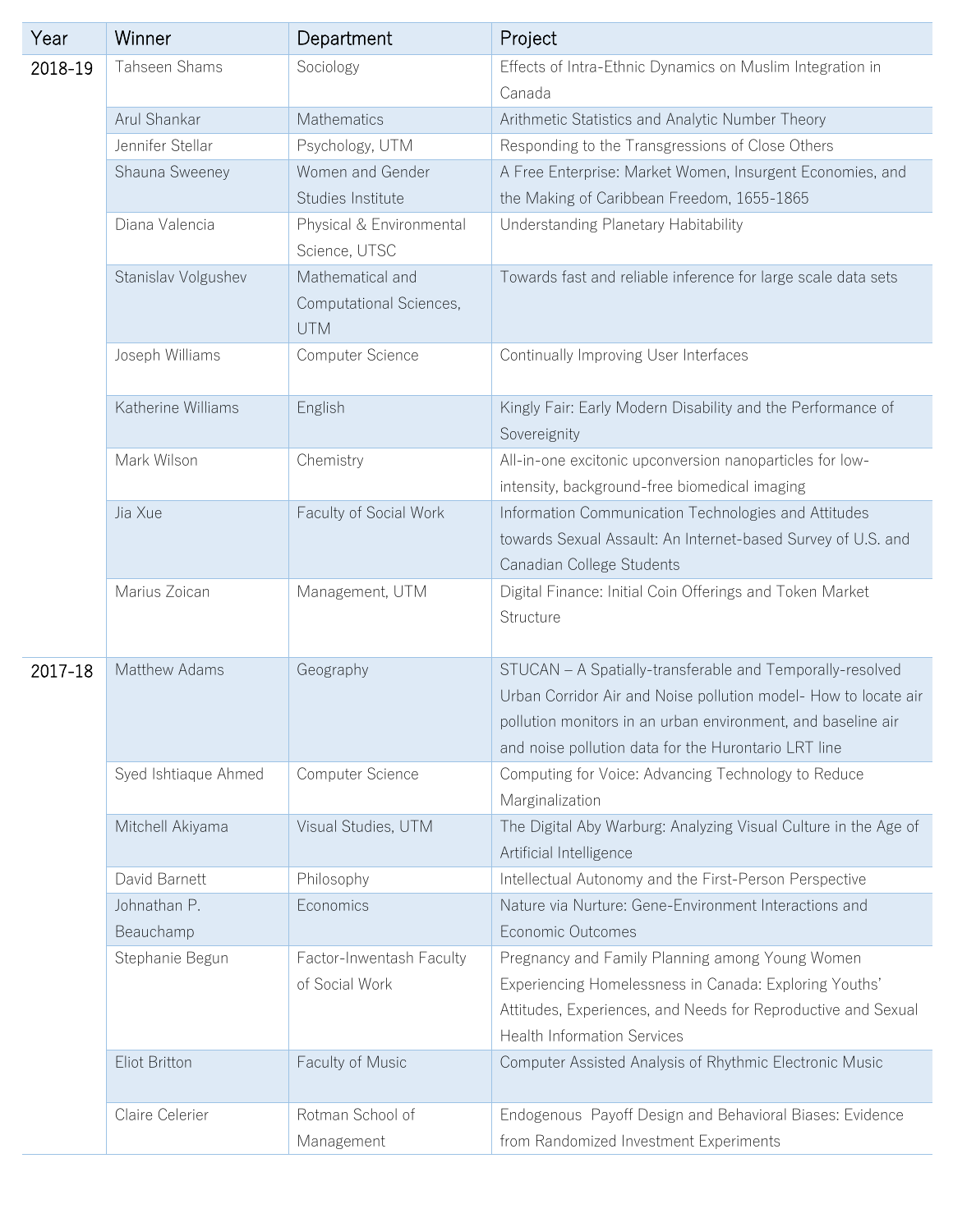| Year | Winner | Department | Project |
| --- | --- | --- | --- |
| 2018-19 | Tahseen Shams | Sociology | Effects of Intra-Ethnic Dynamics on Muslim Integration in Canada |
| | Arul Shankar | Mathematics | Arithmetic Statistics and Analytic Number Theory |
| | Jennifer Stellar | Psychology, UTM | Responding to the Transgressions of Close Others |
| | Shauna Sweeney | Women and Gender Studies Institute | A Free Enterprise: Market Women, Insurgent Economies, and the Making of Caribbean Freedom, 1655-1865 |
| | Diana Valencia | Physical & Environmental Science, UTSC | Understanding Planetary Habitability |
| | Stanislav Volgushev | Mathematical and Computational Sciences, UTM | Towards fast and reliable inference for large scale data sets |
| | Joseph Williams | Computer Science | Continually Improving User Interfaces |
| | Katherine Williams | English | Kingly Fair: Early Modern Disability and the Performance of Sovereignity |
| | Mark Wilson | Chemistry | All-in-one excitonic upconversion nanoparticles for low-intensity, background-free biomedical imaging |
| | Jia Xue | Faculty of Social Work | Information Communication Technologies and Attitudes towards Sexual Assault: An Internet-based Survey of U.S. and Canadian College Students |
| | Marius Zoican | Management, UTM | Digital Finance: Initial Coin Offerings and Token Market Structure |
| 2017-18 | Matthew Adams | Geography | STUCAN – A Spatially-transferable and Temporally-resolved Urban Corridor Air and Noise pollution model- How to locate air pollution monitors in an urban environment, and baseline air and noise pollution data for the Hurontario LRT line |
| | Syed Ishtiaque Ahmed | Computer Science | Computing for Voice: Advancing Technology to Reduce Marginalization |
| | Mitchell Akiyama | Visual Studies, UTM | The Digital Aby Warburg: Analyzing Visual Culture in the Age of Artificial Intelligence |
| | David Barnett | Philosophy | Intellectual Autonomy and the First-Person Perspective |
| | Johnathan P. Beauchamp | Economics | Nature via Nurture: Gene-Environment Interactions and Economic Outcomes |
| | Stephanie Begun | Factor-Inwentash Faculty of Social Work | Pregnancy and Family Planning among Young Women Experiencing Homelessness in Canada: Exploring Youths' Attitudes, Experiences, and Needs for Reproductive and Sexual Health Information Services |
| | Eliot Britton | Faculty of Music | Computer Assisted Analysis of Rhythmic Electronic Music |
| | Claire Celerier | Rotman School of Management | Endogenous Payoff Design and Behavioral Biases: Evidence from Randomized Investment Experiments |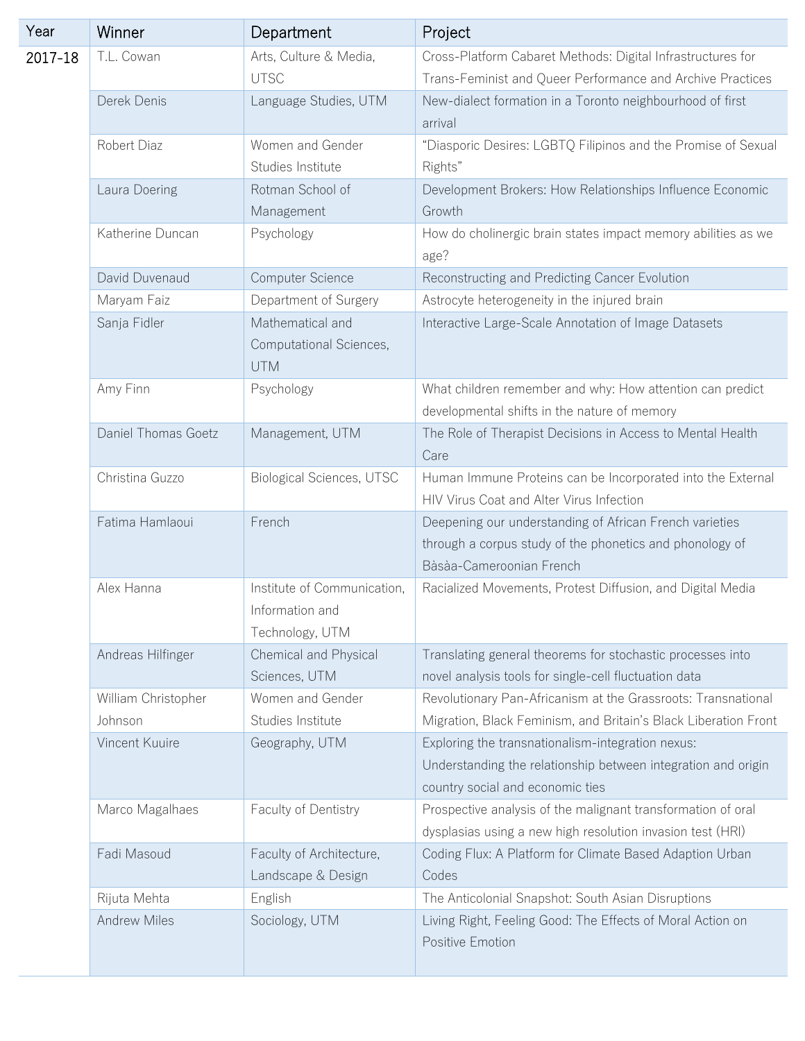| Year | Winner | Department | Project |
| --- | --- | --- | --- |
| 2017-18 | T.L. Cowan | Arts, Culture & Media, UTSC | Cross-Platform Cabaret Methods: Digital Infrastructures for Trans-Feminist and Queer Performance and Archive Practices |
| | Derek Denis | Language Studies, UTM | New-dialect formation in a Toronto neighbourhood of first arrival |
| | Robert Diaz | Women and Gender Studies Institute | “Diasporic Desires: LGBTQ Filipinos and the Promise of Sexual Rights” |
| | Laura Doering | Rotman School of Management | Development Brokers: How Relationships Influence Economic Growth |
| | Katherine Duncan | Psychology | How do cholinergic brain states impact memory abilities as we age? |
| | David Duvenaud | Computer Science | Reconstructing and Predicting Cancer Evolution |
| | Maryam Faiz | Department of Surgery | Astrocyte heterogeneity in the injured brain |
| | Sanja Fidler | Mathematical and Computational Sciences, UTM | Interactive Large-Scale Annotation of Image Datasets |
| | Amy Finn | Psychology | What children remember and why: How attention can predict developmental shifts in the nature of memory |
| | Daniel Thomas Goetz | Management, UTM | The Role of Therapist Decisions in Access to Mental Health Care |
| | Christina Guzzo | Biological Sciences, UTSC | Human Immune Proteins can be Incorporated into the External HIV Virus Coat and Alter Virus Infection |
| | Fatima Hamlaoui | French | Deepening our understanding of African French varieties through a corpus study of the phonetics and phonology of Bàsàa-Cameroonian French |
| | Alex Hanna | Institute of Communication, Information and Technology, UTM | Racialized Movements, Protest Diffusion, and Digital Media |
| | Andreas Hilfinger | Chemical and Physical Sciences, UTM | Translating general theorems for stochastic processes into novel analysis tools for single-cell fluctuation data |
| | William Christopher Johnson | Women and Gender Studies Institute | Revolutionary Pan-Africanism at the Grassroots: Transnational Migration, Black Feminism, and Britain’s Black Liberation Front |
| | Vincent Kuuire | Geography, UTM | Exploring the transnationalism-integration nexus: Understanding the relationship between integration and origin country social and economic ties |
| | Marco Magalhaes | Faculty of Dentistry | Prospective analysis of the malignant transformation of oral dysplasias using a new high resolution invasion test (HRI) |
| | Fadi Masoud | Faculty of Architecture, Landscape & Design | Coding Flux: A Platform for Climate Based Adaption Urban Codes |
| | Rijuta Mehta | English | The Anticolonial Snapshot: South Asian Disruptions |
| | Andrew Miles | Sociology, UTM | Living Right, Feeling Good: The Effects of Moral Action on Positive Emotion |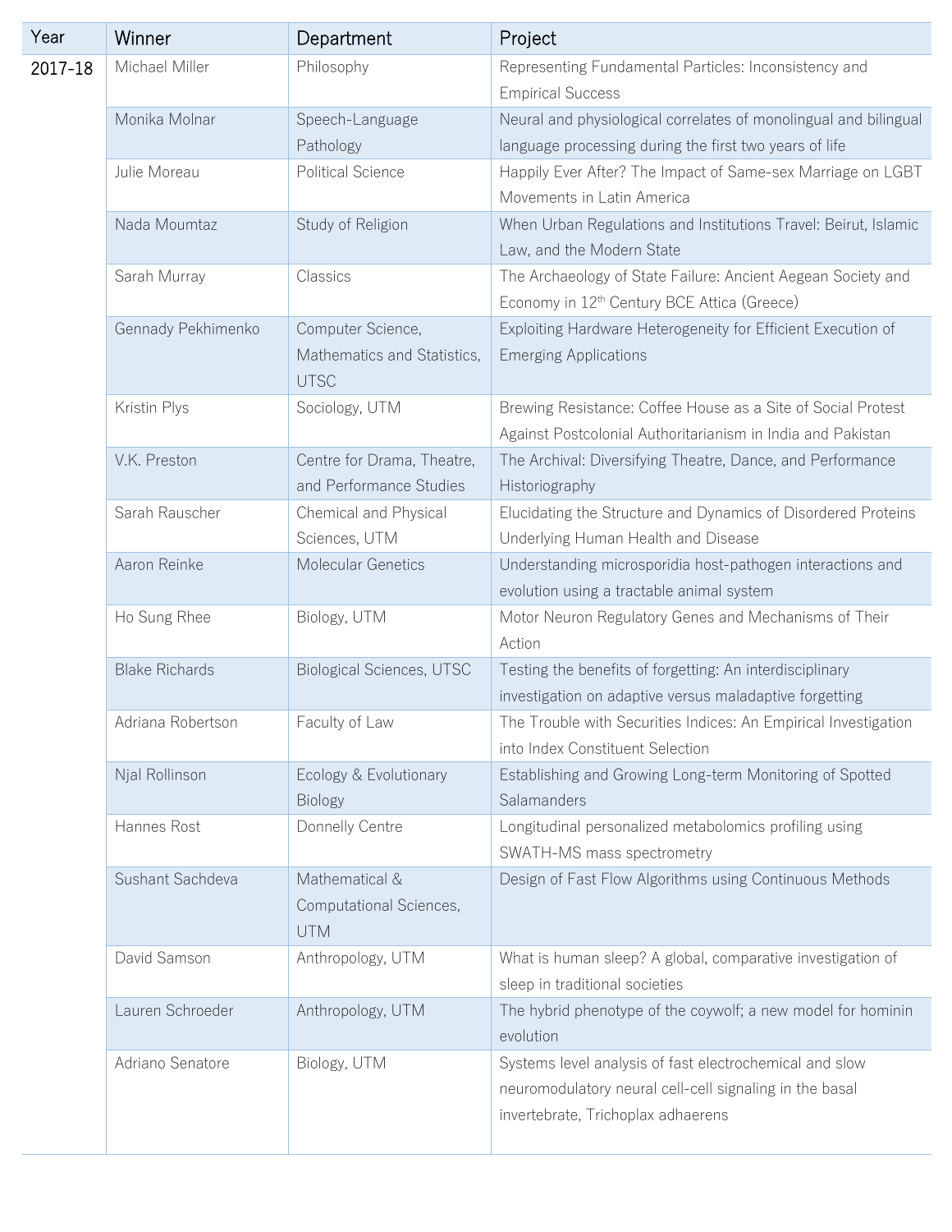| Year | Winner | Department | Project |
| --- | --- | --- | --- |
| 2017-18 | Michael Miller | Philosophy | Representing Fundamental Particles: Inconsistency and Empirical Success |
| | Monika Molnar | Speech-Language Pathology | Neural and physiological correlates of monolingual and bilingual language processing during the first two years of life |
| | Julie Moreau | Political Science | Happily Ever After? The Impact of Same-sex Marriage on LGBT Movements in Latin America |
| | Nada Moumtaz | Study of Religion | When Urban Regulations and Institutions Travel: Beirut, Islamic Law, and the Modern State |
| | Sarah Murray | Classics | The Archaeology of State Failure: Ancient Aegean Society and Economy in 12th Century BCE Attica (Greece) |
| | Gennady Pekhimenko | Computer Science, Mathematics and Statistics, UTSC | Exploiting Hardware Heterogeneity for Efficient Execution of Emerging Applications |
| | Kristin Plys | Sociology, UTM | Brewing Resistance: Coffee House as a Site of Social Protest Against Postcolonial Authoritarianism in India and Pakistan |
| | V.K. Preston | Centre for Drama, Theatre, and Performance Studies | The Archival: Diversifying Theatre, Dance, and Performance Historiography |
| | Sarah Rauscher | Chemical and Physical Sciences, UTM | Elucidating the Structure and Dynamics of Disordered Proteins Underlying Human Health and Disease |
| | Aaron Reinke | Molecular Genetics | Understanding microsporidia host-pathogen interactions and evolution using a tractable animal system |
| | Ho Sung Rhee | Biology, UTM | Motor Neuron Regulatory Genes and Mechanisms of Their Action |
| | Blake Richards | Biological Sciences, UTSC | Testing the benefits of forgetting: An interdisciplinary investigation on adaptive versus maladaptive forgetting |
| | Adriana Robertson | Faculty of Law | The Trouble with Securities Indices: An Empirical Investigation into Index Constituent Selection |
| | Njal Rollinson | Ecology & Evolutionary Biology | Establishing and Growing Long-term Monitoring of Spotted Salamanders |
| | Hannes Rost | Donnelly Centre | Longitudinal personalized metabolomics profiling using SWATH-MS mass spectrometry |
| | Sushant Sachdeva | Mathematical & Computational Sciences, UTM | Design of Fast Flow Algorithms using Continuous Methods |
| | David Samson | Anthropology, UTM | What is human sleep? A global, comparative investigation of sleep in traditional societies |
| | Lauren Schroeder | Anthropology, UTM | The hybrid phenotype of the coywolf; a new model for hominin evolution |
| | Adriano Senatore | Biology, UTM | Systems level analysis of fast electrochemical and slow neuromodulatory neural cell-cell signaling in the basal invertebrate, Trichoplax adhaerens |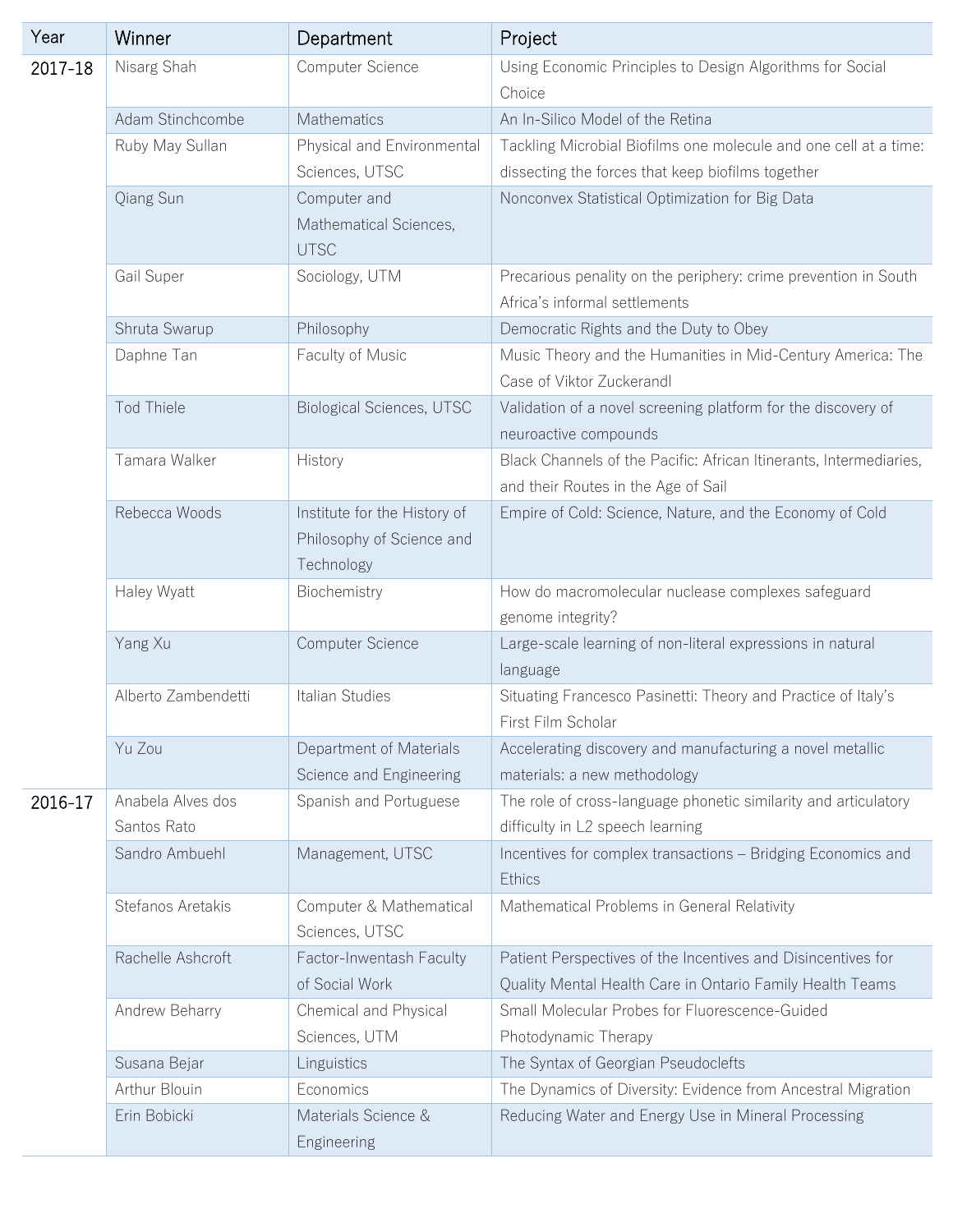| Year | Winner | Department | Project |
| --- | --- | --- | --- |
| 2017-18 | Nisarg Shah | Computer Science | Using Economic Principles to Design Algorithms for Social Choice |
| | Adam Stinchcombe | Mathematics | An In-Silico Model of the Retina |
| | Ruby May Sullan | Physical and Environmental Sciences, UTSC | Tackling Microbial Biofilms one molecule and one cell at a time: dissecting the forces that keep biofilms together |
| | Qiang Sun | Computer and Mathematical Sciences, UTSC | Nonconvex Statistical Optimization for Big Data |
| | Gail Super | Sociology, UTM | Precarious penality on the periphery: crime prevention in South Africa's informal settlements |
| | Shruta Swarup | Philosophy | Democratic Rights and the Duty to Obey |
| | Daphne Tan | Faculty of Music | Music Theory and the Humanities in Mid-Century America: The Case of Viktor Zuckerandl |
| | Tod Thiele | Biological Sciences, UTSC | Validation of a novel screening platform for the discovery of neuroactive compounds |
| | Tamara Walker | History | Black Channels of the Pacific: African Itinerants, Intermediaries, and their Routes in the Age of Sail |
| | Rebecca Woods | Institute for the History of Philosophy of Science and Technology | Empire of Cold: Science, Nature, and the Economy of Cold |
| | Haley Wyatt | Biochemistry | How do macromolecular nuclease complexes safeguard genome integrity? |
| | Yang Xu | Computer Science | Large-scale learning of non-literal expressions in natural language |
| | Alberto Zambendetti | Italian Studies | Situating Francesco Pasinetti: Theory and Practice of Italy's First Film Scholar |
| | Yu Zou | Department of Materials Science and Engineering | Accelerating discovery and manufacturing a novel metallic materials: a new methodology |
| 2016-17 | Anabela Alves dos Santos Rato | Spanish and Portuguese | The role of cross-language phonetic similarity and articulatory difficulty in L2 speech learning |
| | Sandro Ambuehl | Management, UTSC | Incentives for complex transactions – Bridging Economics and Ethics |
| | Stefanos Aretakis | Computer & Mathematical Sciences, UTSC | Mathematical Problems in General Relativity |
| | Rachelle Ashcroft | Factor-Inwentash Faculty of Social Work | Patient Perspectives of the Incentives and Disincentives for Quality Mental Health Care in Ontario Family Health Teams |
| | Andrew Beharry | Chemical and Physical Sciences, UTM | Small Molecular Probes for Fluorescence-Guided Photodynamic Therapy |
| | Susana Bejar | Linguistics | The Syntax of Georgian Pseudoclefts |
| | Arthur Blouin | Economics | The Dynamics of Diversity: Evidence from Ancestral Migration |
| | Erin Bobicki | Materials Science & Engineering | Reducing Water and Energy Use in Mineral Processing |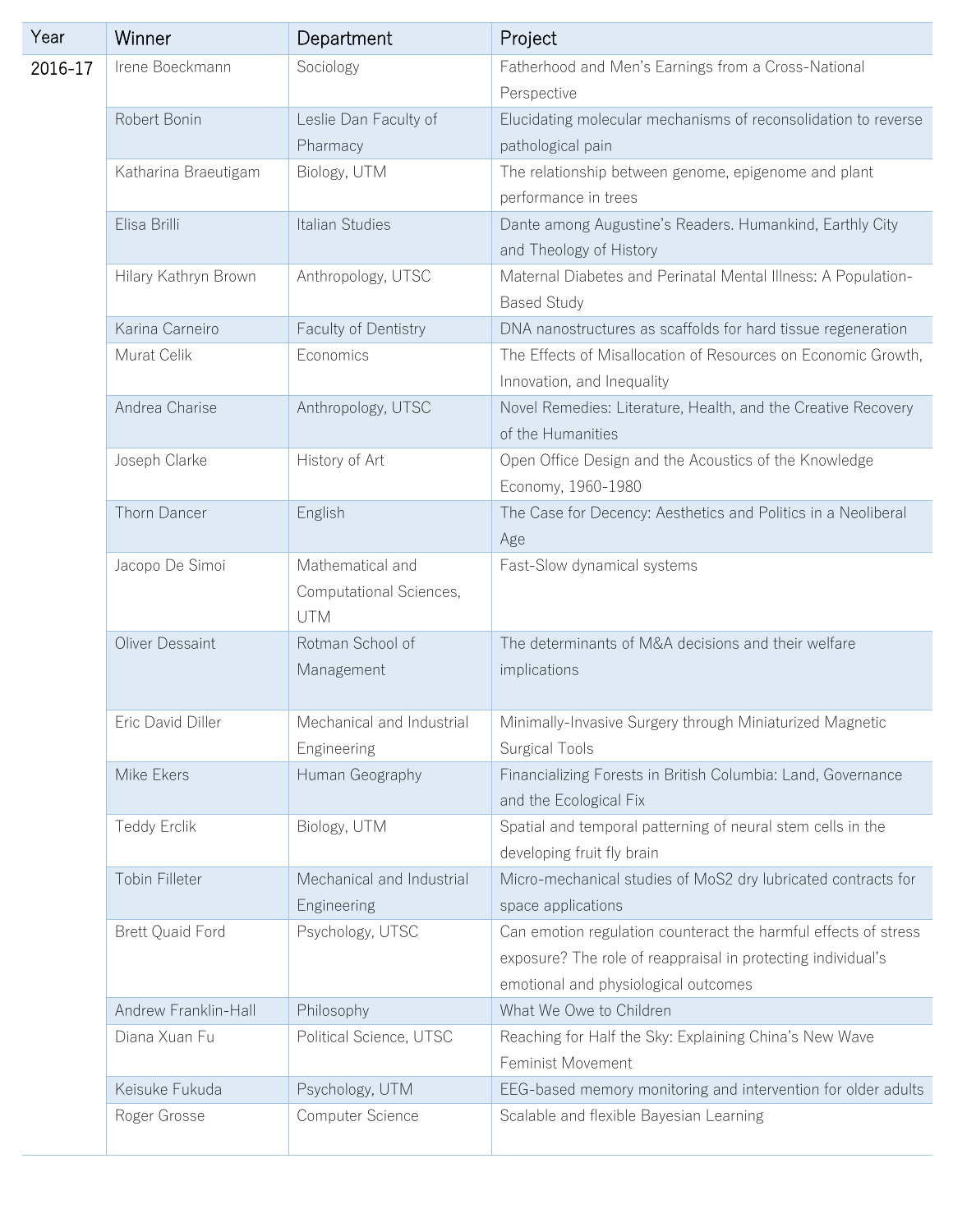| Year | Winner | Department | Project |
| --- | --- | --- | --- |
| 2016-17 | Irene Boeckmann | Sociology | Fatherhood and Men's Earnings from a Cross-National Perspective |
| | Robert Bonin | Leslie Dan Faculty of Pharmacy | Elucidating molecular mechanisms of reconsolidation to reverse pathological pain |
| | Katharina Braeutigam | Biology, UTM | The relationship between genome, epigenome and plant performance in trees |
| | Elisa Brilli | Italian Studies | Dante among Augustine's Readers. Humankind, Earthly City and Theology of History |
| | Hilary Kathryn Brown | Anthropology, UTSC | Maternal Diabetes and Perinatal Mental Illness: A Population-Based Study |
| | Karina Carneiro | Faculty of Dentistry | DNA nanostructures as scaffolds for hard tissue regeneration |
| | Murat Celik | Economics | The Effects of Misallocation of Resources on Economic Growth, Innovation, and Inequality |
| | Andrea Charise | Anthropology, UTSC | Novel Remedies: Literature, Health, and the Creative Recovery of the Humanities |
| | Joseph Clarke | History of Art | Open Office Design and the Acoustics of the Knowledge Economy, 1960-1980 |
| | Thorn Dancer | English | The Case for Decency: Aesthetics and Politics in a Neoliberal Age |
| | Jacopo De Simoi | Mathematical and Computational Sciences, UTM | Fast-Slow dynamical systems |
| | Oliver Dessaint | Rotman School of Management | The determinants of M&A decisions and their welfare implications |
| | Eric David Diller | Mechanical and Industrial Engineering | Minimally-Invasive Surgery through Miniaturized Magnetic Surgical Tools |
| | Mike Ekers | Human Geography | Financializing Forests in British Columbia: Land, Governance and the Ecological Fix |
| | Teddy Erclik | Biology, UTM | Spatial and temporal patterning of neural stem cells in the developing fruit fly brain |
| | Tobin Filleter | Mechanical and Industrial Engineering | Micro-mechanical studies of $MoS_2$ dry lubricated contracts for space applications |
| | Brett Quaid Ford | Psychology, UTSC | Can emotion regulation counteract the harmful effects of stress exposure? The role of reappraisal in protecting individual's emotional and physiological outcomes |
| | Andrew Franklin-Hall | Philosophy | What We Owe to Children |
| | Diana Xuan Fu | Political Science, UTSC | Reaching for Half the Sky: Explaining China's New Wave Feminist Movement |
| | Keisuke Fukuda | Psychology, UTM | EEG-based memory monitoring and intervention for older adults |
| | Roger Grosse | Computer Science | Scalable and flexible Bayesian Learning |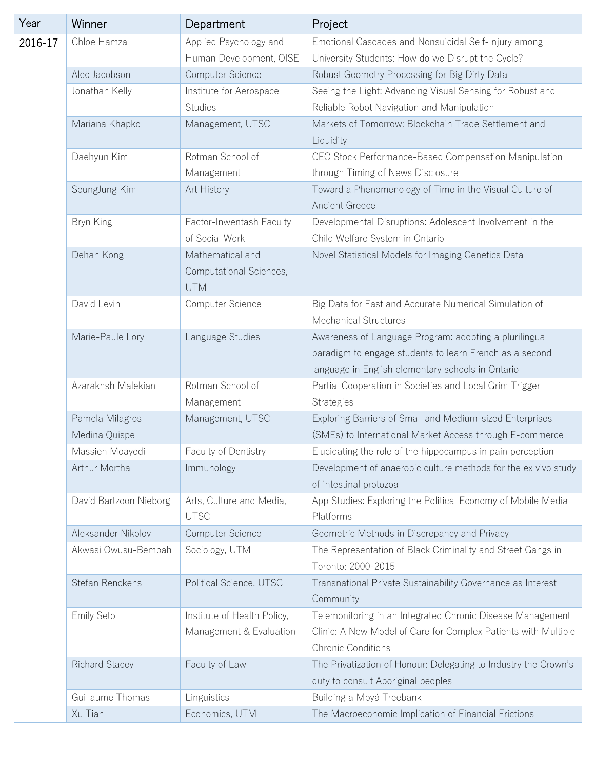| Year | Winner | Department | Project |
| --- | --- | --- | --- |
| 2016-17 | Chloe Hamza | Applied Psychology and Human Development, OISE | Emotional Cascades and Nonsuicidal Self-Injury among University Students: How do we Disrupt the Cycle? |
| | Alec Jacobson | Computer Science | Robust Geometry Processing for Big Dirty Data |
| | Jonathan Kelly | Institute for Aerospace Studies | Seeing the Light: Advancing Visual Sensing for Robust and Reliable Robot Navigation and Manipulation |
| | Mariana Khapko | Management, UTSC | Markets of Tomorrow: Blockchain Trade Settlement and Liquidity |
| | Daehyun Kim | Rotman School of Management | CEO Stock Performance-Based Compensation Manipulation through Timing of News Disclosure |
| | SeungJung Kim | Art History | Toward a Phenomenology of Time in the Visual Culture of Ancient Greece |
| | Bryn King | Factor-Inwentash Faculty of Social Work | Developmental Disruptions: Adolescent Involvement in the Child Welfare System in Ontario |
| | Dehan Kong | Mathematical and Computational Sciences, UTM | Novel Statistical Models for Imaging Genetics Data |
| | David Levin | Computer Science | Big Data for Fast and Accurate Numerical Simulation of Mechanical Structures |
| | Marie-Paule Lory | Language Studies | Awareness of Language Program: adopting a plurilingual paradigm to engage students to learn French as a second language in English elementary schools in Ontario |
| | Azarakhsh Malekian | Rotman School of Management | Partial Cooperation in Societies and Local Grim Trigger Strategies |
| | Pamela Milagros Medina Quispe | Management, UTSC | Exploring Barriers of Small and Medium-sized Enterprises (SMEs) to International Market Access through E-commerce |
| | Massieh Moayedi | Faculty of Dentistry | Elucidating the role of the hippocampus in pain perception |
| | Arthur Mortha | Immunology | Development of anaerobic culture methods for the ex vivo study of intestinal protozoa |
| | David Bartzoon Nieborg | Arts, Culture and Media, UTSC | App Studies: Exploring the Political Economy of Mobile Media Platforms |
| | Aleksander Nikolov | Computer Science | Geometric Methods in Discrepancy and Privacy |
| | Akwasi Owusu-Bempah | Sociology, UTM | The Representation of Black Criminality and Street Gangs in Toronto: 2000-2015 |
| | Stefan Renckens | Political Science, UTSC | Transnational Private Sustainability Governance as Interest Community |
| | Emily Seto | Institute of Health Policy, Management & Evaluation | Telemonitoring in an Integrated Chronic Disease Management Clinic: A New Model of Care for Complex Patients with Multiple Chronic Conditions |
| | Richard Stacey | Faculty of Law | The Privatization of Honour: Delegating to Industry the Crown's duty to consult Aboriginal peoples |
| | Guillaume Thomas | Linguistics | Building a Mbyá Treebank |
| | Xu Tian | Economics, UTM | The Macroeconomic Implication of Financial Frictions |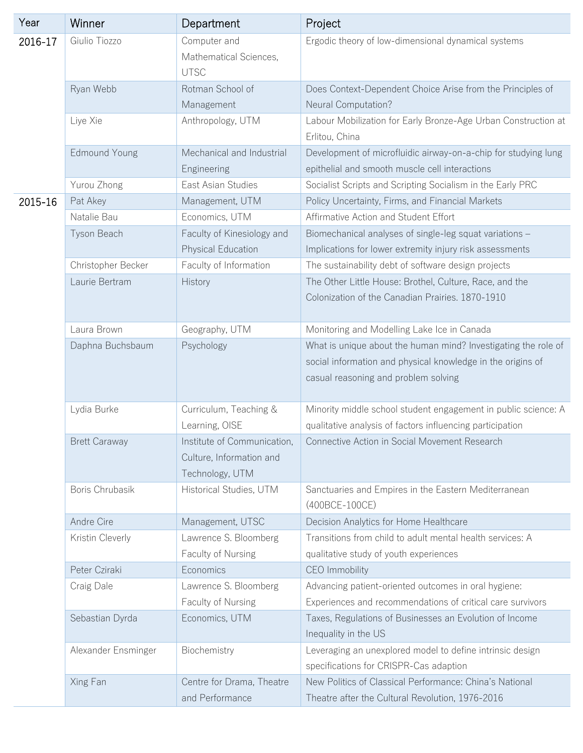| Year | Winner | Department | Project |
| --- | --- | --- | --- |
| 2016-17 | Giulio Tiozzo | Computer and Mathematical Sciences, UTSC | Ergodic theory of low-dimensional dynamical systems |
| | Ryan Webb | Rotman School of Management | Does Context-Dependent Choice Arise from the Principles of Neural Computation? |
| | Liye Xie | Anthropology, UTM | Labour Mobilization for Early Bronze-Age Urban Construction at Erlitou, China |
| | Edmound Young | Mechanical and Industrial Engineering | Development of microfluidic airway-on-a-chip for studying lung epithelial and smooth muscle cell interactions |
| | Yurou Zhong | East Asian Studies | Socialist Scripts and Scripting Socialism in the Early PRC |
| 2015-16 | Pat Akey | Management, UTM | Policy Uncertainty, Firms, and Financial Markets |
| | Natalie Bau | Economics, UTM | Affirmative Action and Student Effort |
| | Tyson Beach | Faculty of Kinesiology and Physical Education | Biomechanical analyses of single-leg squat variations – Implications for lower extremity injury risk assessments |
| | Christopher Becker | Faculty of Information | The sustainability debt of software design projects |
| | Laurie Bertram | History | The Other Little House: Brothel, Culture, Race, and the Colonization of the Canadian Prairies. 1870-1910 |
| | Laura Brown | Geography, UTM | Monitoring and Modelling Lake Ice in Canada |
| | Daphna Buchsbaum | Psychology | What is unique about the human mind? Investigating the role of social information and physical knowledge in the origins of casual reasoning and problem solving |
| | Lydia Burke | Curriculum, Teaching & Learning, OISE | Minority middle school student engagement in public science: A qualitative analysis of factors influencing participation |
| | Brett Caraway | Institute of Communication, Culture, Information and Technology, UTM | Connective Action in Social Movement Research |
| | Boris Chrubasik | Historical Studies, UTM | Sanctuaries and Empires in the Eastern Mediterranean (400BCE-100CE) |
| | Andre Cire | Management, UTSC | Decision Analytics for Home Healthcare |
| | Kristin Cleverly | Lawrence S. Bloomberg Faculty of Nursing | Transitions from child to adult mental health services: A qualitative study of youth experiences |
| | Peter Cziraki | Economics | CEO Immobility |
| | Craig Dale | Lawrence S. Bloomberg Faculty of Nursing | Advancing patient-oriented outcomes in oral hygiene: Experiences and recommendations of critical care survivors |
| | Sebastian Dyrda | Economics, UTM | Taxes, Regulations of Businesses an Evolution of Income Inequality in the US |
| | Alexander Ensminger | Biochemistry | Leveraging an unexplored model to define intrinsic design specifications for CRISPR-Cas adaption |
| | Xing Fan | Centre for Drama, Theatre and Performance | New Politics of Classical Performance: China's National Theatre after the Cultural Revolution, 1976-2016 |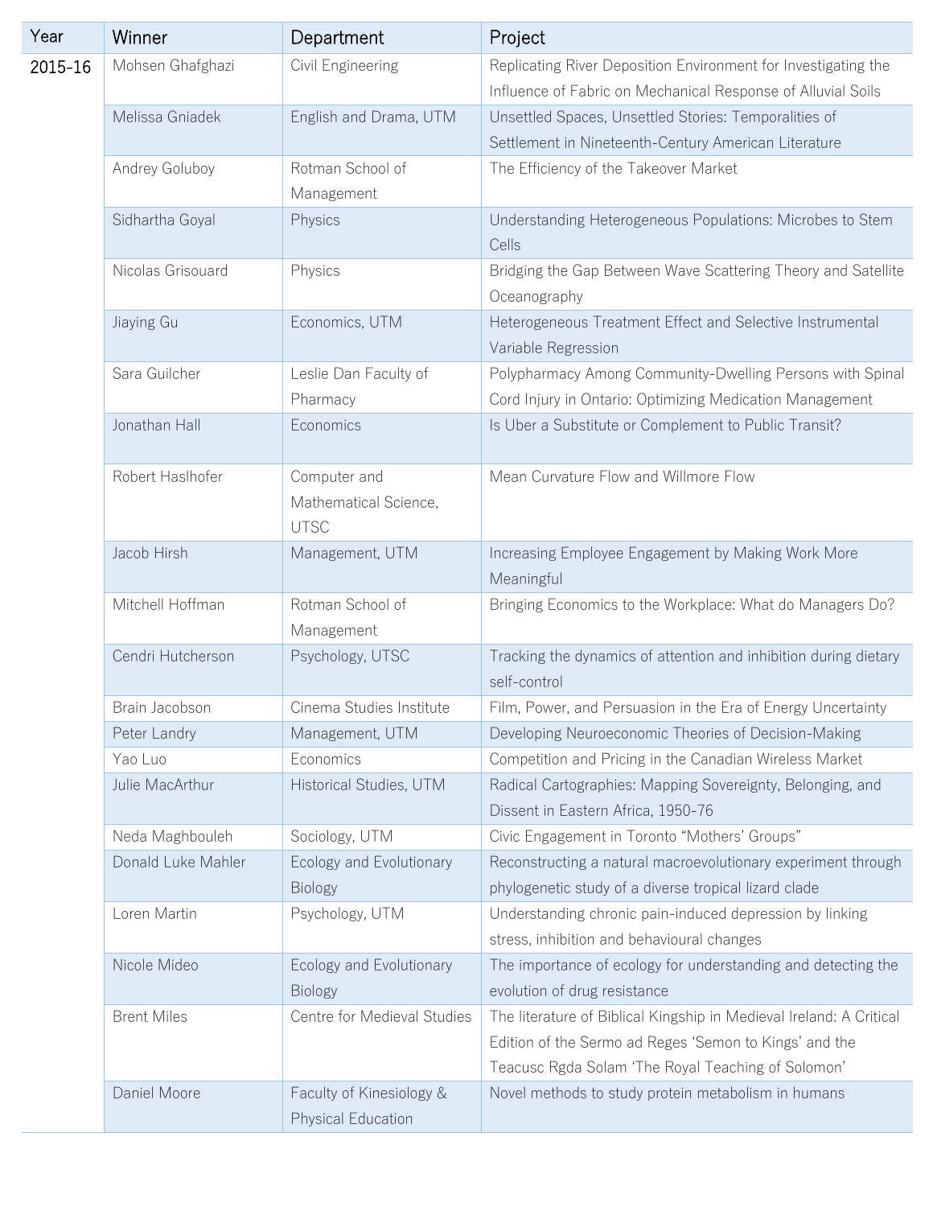| Year | Winner | Department | Project |
|---|---|---|---|
| 2015-16 | Mohsen Ghafghazi | Civil Engineering | Replicating River Deposition Environment for Investigating the Influence of Fabric on Mechanical Response of Alluvial Soils |
| | Melissa Gniadek | English and Drama, UTM | Unsettled Spaces, Unsettled Stories: Temporalities of Settlement in Nineteenth-Century American Literature |
| | Andrey Goluboy | Rotman School of Management | The Efficiency of the Takeover Market |
| | Sidhartha Goyal | Physics | Understanding Heterogeneous Populations: Microbes to Stem Cells |
| | Nicolas Grisouard | Physics | Bridging the Gap Between Wave Scattering Theory and Satellite Oceanography |
| | Jiaying Gu | Economics, UTM | Heterogeneous Treatment Effect and Selective Instrumental Variable Regression |
| | Sara Guilcher | Leslie Dan Faculty of Pharmacy | Polypharmacy Among Community-Dwelling Persons with Spinal Cord Injury in Ontario: Optimizing Medication Management |
| | Jonathan Hall | Economics | Is Uber a Substitute or Complement to Public Transit? |
| | Robert Haslhofer | Computer and Mathematical Science, UTSC | Mean Curvature Flow and Willmore Flow |
| | Jacob Hirsh | Management, UTM | Increasing Employee Engagement by Making Work More Meaningful |
| | Mitchell Hoffman | Rotman School of Management | Bringing Economics to the Workplace: What do Managers Do? |
| | Cendri Hutcherson | Psychology, UTSC | Tracking the dynamics of attention and inhibition during dietary self-control |
| | Brain Jacobson | Cinema Studies Institute | Film, Power, and Persuasion in the Era of Energy Uncertainty |
| | Peter Landry | Management, UTM | Developing Neuroeconomic Theories of Decision-Making |
| | Yao Luo | Economics | Competition and Pricing in the Canadian Wireless Market |
| | Julie MacArthur | Historical Studies, UTM | Radical Cartographies: Mapping Sovereignty, Belonging, and Dissent in Eastern Africa, 1950-76 |
| | Neda Maghbouleh | Sociology, UTM | Civic Engagement in Toronto “Mothers’ Groups” |
| | Donald Luke Mahler | Ecology and Evolutionary Biology | Reconstructing a natural macroevolutionary experiment through phylogenetic study of a diverse tropical lizard clade |
| | Loren Martin | Psychology, UTM | Understanding chronic pain-induced depression by linking stress, inhibition and behavioural changes |
| | Nicole Mideo | Ecology and Evolutionary Biology | The importance of ecology for understanding and detecting the evolution of drug resistance |
| | Brent Miles | Centre for Medieval Studies | The literature of Biblical Kingship in Medieval Ireland: A Critical Edition of the Sermo ad Reges ‘Semon to Kings’ and the Teacusc Rgda Solam ‘The Royal Teaching of Solomon’ |
| | Daniel Moore | Faculty of Kinesiology & Physical Education | Novel methods to study protein metabolism in humans |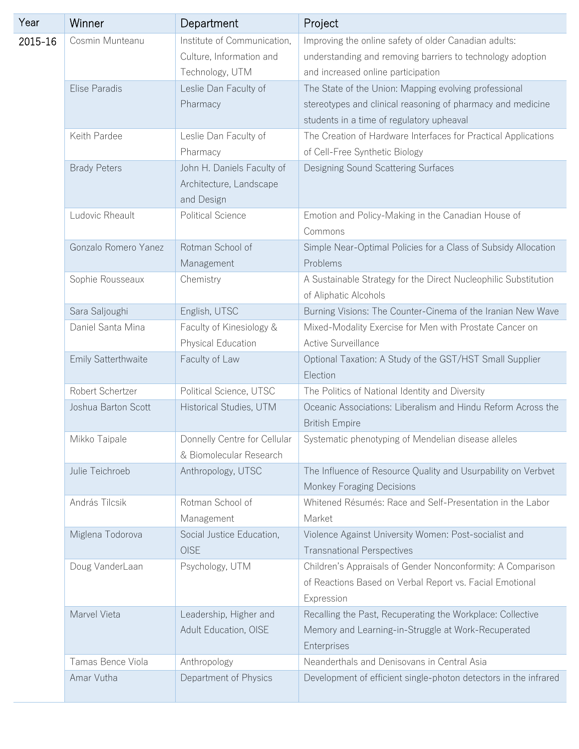| Year | Winner | Department | Project |
|---|---|---|---|
| 2015-16 | Cosmin Munteanu | Institute of Communication, Culture, Information and Technology, UTM | Improving the online safety of older Canadian adults: understanding and removing barriers to technology adoption and increased online participation |
| | Elise Paradis | Leslie Dan Faculty of Pharmacy | The State of the Union: Mapping evolving professional stereotypes and clinical reasoning of pharmacy and medicine students in a time of regulatory upheaval |
| | Keith Pardee | Leslie Dan Faculty of Pharmacy | The Creation of Hardware Interfaces for Practical Applications of Cell-Free Synthetic Biology |
| | Brady Peters | John H. Daniels Faculty of Architecture, Landscape and Design | Designing Sound Scattering Surfaces |
| | Ludovic Rheault | Political Science | Emotion and Policy-Making in the Canadian House of Commons |
| | Gonzalo Romero Yanez | Rotman School of Management | Simple Near-Optimal Policies for a Class of Subsidy Allocation Problems |
| | Sophie Rousseaux | Chemistry | A Sustainable Strategy for the Direct Nucleophilic Substitution of Aliphatic Alcohols |
| | Sara Saljoughi | English, UTSC | Burning Visions: The Counter-Cinema of the Iranian New Wave |
| | Daniel Santa Mina | Faculty of Kinesiology & Physical Education | Mixed-Modality Exercise for Men with Prostate Cancer on Active Surveillance |
| | Emily Satterthwaite | Faculty of Law | Optional Taxation: A Study of the GST/HST Small Supplier Election |
| | Robert Schertzer | Political Science, UTSC | The Politics of National Identity and Diversity |
| | Joshua Barton Scott | Historical Studies, UTM | Oceanic Associations: Liberalism and Hindu Reform Across the British Empire |
| | Mikko Taipale | Donnelly Centre for Cellular & Biomolecular Research | Systematic phenotyping of Mendelian disease alleles |
| | Julie Teichroeb | Anthropology, UTSC | The Influence of Resource Quality and Usurpability on Verbvet Monkey Foraging Decisions |
| | András Tilcsik | Rotman School of Management | Whitened Résumés: Race and Self-Presentation in the Labor Market |
| | Miglena Todorova | Social Justice Education, OISE | Violence Against University Women: Post-socialist and Transnational Perspectives |
| | Doug VanderLaan | Psychology, UTM | Children's Appraisals of Gender Nonconformity: A Comparison of Reactions Based on Verbal Report vs. Facial Emotional Expression |
| | Marvel Vieta | Leadership, Higher and Adult Education, OISE | Recalling the Past, Recuperating the Workplace: Collective Memory and Learning-in-Struggle at Work-Recuperated Enterprises |
| | Tamas Bence Viola | Anthropology | Neanderthals and Denisovans in Central Asia |
| | Amar Vutha | Department of Physics | Development of efficient single-photon detectors in the infrared |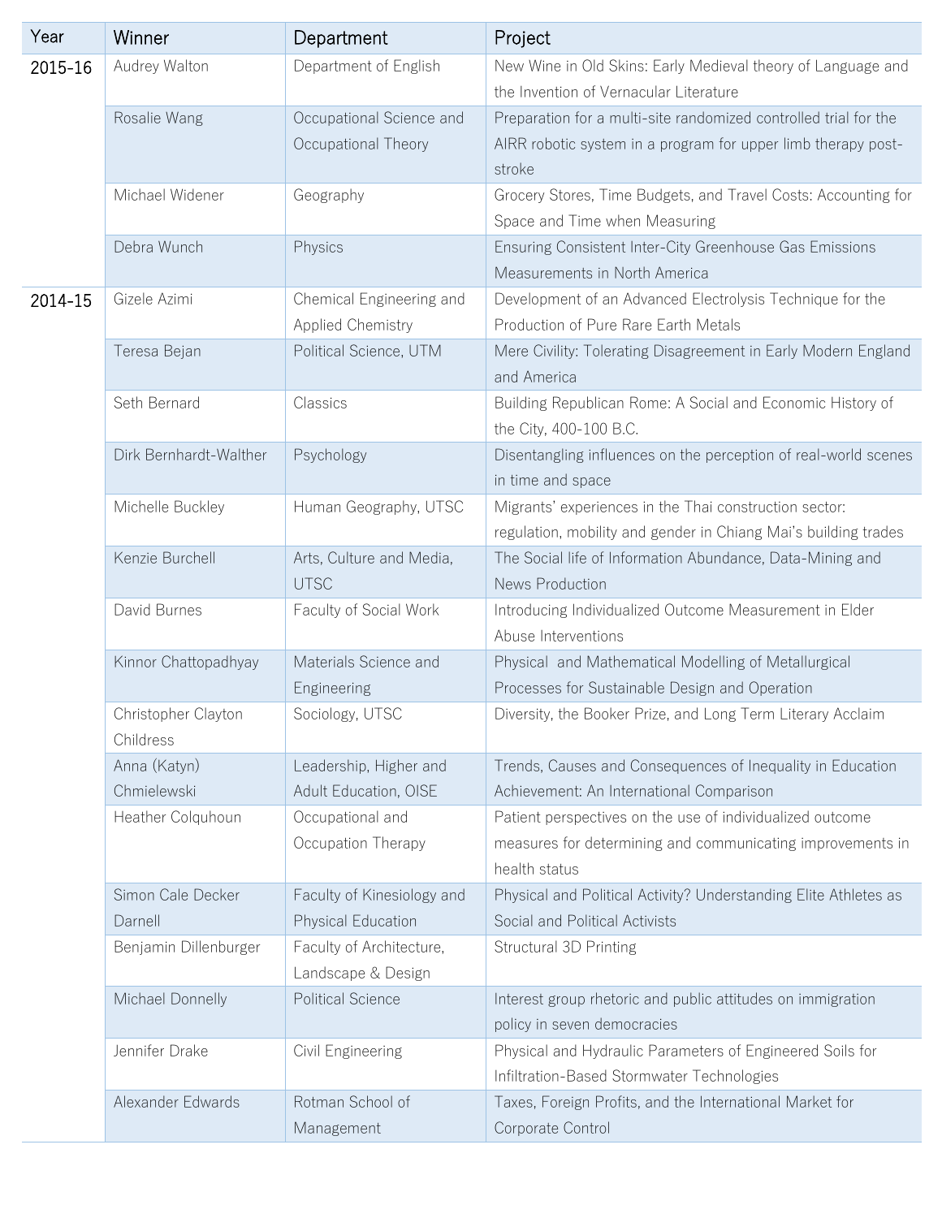| Year | Winner | Department | Project |
|---|---|---|---|
| 2015-16 | Audrey Walton | Department of English | New Wine in Old Skins: Early Medieval theory of Language and the Invention of Vernacular Literature |
| | Rosalie Wang | Occupational Science and Occupational Theory | Preparation for a multi-site randomized controlled trial for the AIRR robotic system in a program for upper limb therapy post-stroke |
| | Michael Widener | Geography | Grocery Stores, Time Budgets, and Travel Costs: Accounting for Space and Time when Measuring |
| | Debra Wunch | Physics | Ensuring Consistent Inter-City Greenhouse Gas Emissions Measurements in North America |
| 2014-15 | Gizele Azimi | Chemical Engineering and Applied Chemistry | Development of an Advanced Electrolysis Technique for the Production of Pure Rare Earth Metals |
| | Teresa Bejan | Political Science, UTM | Mere Civility: Tolerating Disagreement in Early Modern England and America |
| | Seth Bernard | Classics | Building Republican Rome: A Social and Economic History of the City, 400-100 B.C. |
| | Dirk Bernhardt-Walther | Psychology | Disentangling influences on the perception of real-world scenes in time and space |
| | Michelle Buckley | Human Geography, UTSC | Migrants' experiences in the Thai construction sector: regulation, mobility and gender in Chiang Mai's building trades |
| | Kenzie Burchell | Arts, Culture and Media, UTSC | The Social life of Information Abundance, Data-Mining and News Production |
| | David Burnes | Faculty of Social Work | Introducing Individualized Outcome Measurement in Elder Abuse Interventions |
| | Kinnor Chattopadhyay | Materials Science and Engineering | Physical and Mathematical Modelling of Metallurgical Processes for Sustainable Design and Operation |
| | Christopher Clayton Childress | Sociology, UTSC | Diversity, the Booker Prize, and Long Term Literary Acclaim |
| | Anna (Katyn) Chmielewski | Leadership, Higher and Adult Education, OISE | Trends, Causes and Consequences of Inequality in Education Achievement: An International Comparison |
| | Heather Colquhoun | Occupational and Occupation Therapy | Patient perspectives on the use of individualized outcome measures for determining and communicating improvements in health status |
| | Simon Cale Decker Darnell | Faculty of Kinesiology and Physical Education | Physical and Political Activity? Understanding Elite Athletes as Social and Political Activists |
| | Benjamin Dillenburger | Faculty of Architecture, Landscape & Design | Structural 3D Printing |
| | Michael Donnelly | Political Science | Interest group rhetoric and public attitudes on immigration policy in seven democracies |
| | Jennifer Drake | Civil Engineering | Physical and Hydraulic Parameters of Engineered Soils for Infiltration-Based Stormwater Technologies |
| | Alexander Edwards | Rotman School of Management | Taxes, Foreign Profits, and the International Market for Corporate Control |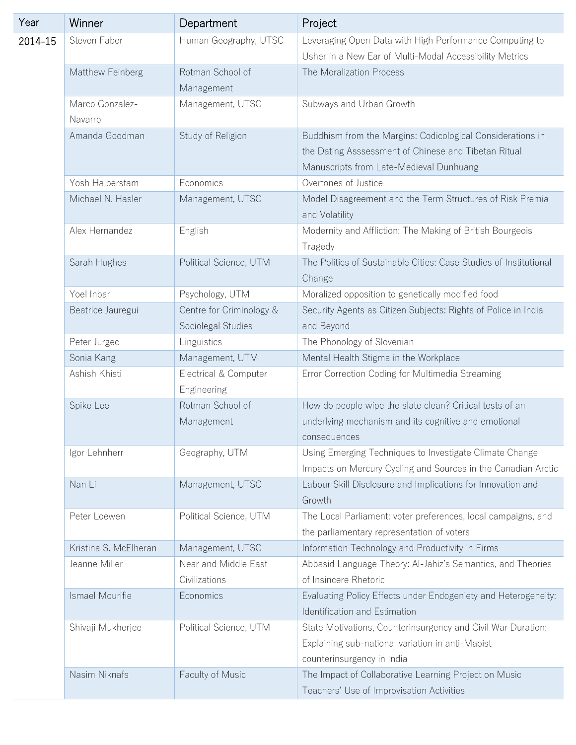| Year | Winner | Department | Project |
| --- | --- | --- | --- |
| 2014-15 | Steven Faber | Human Geography, UTSC | Leveraging Open Data with High Performance Computing to Usher in a New Ear of Multi-Modal Accessibility Metrics |
| | Matthew Feinberg | Rotman School of Management | The Moralization Process |
| | Marco Gonzalez-Navarro | Management, UTSC | Subways and Urban Growth |
| | Amanda Goodman | Study of Religion | Buddhism from the Margins: Codicological Considerations in the Dating Asssessment of Chinese and Tibetan Ritual Manuscripts from Late-Medieval Dunhuang |
| | Yosh Halberstam | Economics | Overtones of Justice |
| | Michael N. Hasler | Management, UTSC | Model Disagreement and the Term Structures of Risk Premia and Volatility |
| | Alex Hernandez | English | Modernity and Affliction: The Making of British Bourgeois Tragedy |
| | Sarah Hughes | Political Science, UTM | The Politics of Sustainable Cities: Case Studies of Institutional Change |
| | Yoel Inbar | Psychology, UTM | Moralized opposition to genetically modified food |
| | Beatrice Jauregui | Centre for Criminology & Sociolegal Studies | Security Agents as Citizen Subjects: Rights of Police in India and Beyond |
| | Peter Jurgec | Linguistics | The Phonology of Slovenian |
| | Sonia Kang | Management, UTM | Mental Health Stigma in the Workplace |
| | Ashish Khisti | Electrical & Computer Engineering | Error Correction Coding for Multimedia Streaming |
| | Spike Lee | Rotman School of Management | How do people wipe the slate clean? Critical tests of an underlying mechanism and its cognitive and emotional consequences |
| | Igor Lehnherr | Geography, UTM | Using Emerging Techniques to Investigate Climate Change Impacts on Mercury Cycling and Sources in the Canadian Arctic |
| | Nan Li | Management, UTSC | Labour Skill Disclosure and Implications for Innovation and Growth |
| | Peter Loewen | Political Science, UTM | The Local Parliament: voter preferences, local campaigns, and the parliamentary representation of voters |
| | Kristina S. McElheran | Management, UTSC | Information Technology and Productivity in Firms |
| | Jeanne Miller | Near and Middle East Civilizations | Abbasid Language Theory: Al-Jahiz's Semantics, and Theories of Insincere Rhetoric |
| | Ismael Mourifie | Economics | Evaluating Policy Effects under Endogeniety and Heterogeneity: Identification and Estimation |
| | Shivaji Mukherjee | Political Science, UTM | State Motivations, Counterinsurgency and Civil War Duration: Explaining sub-national variation in anti-Maoist counterinsurgency in India |
| | Nasim Niknafs | Faculty of Music | The Impact of Collaborative Learning Project on Music Teachers' Use of Improvisation Activities |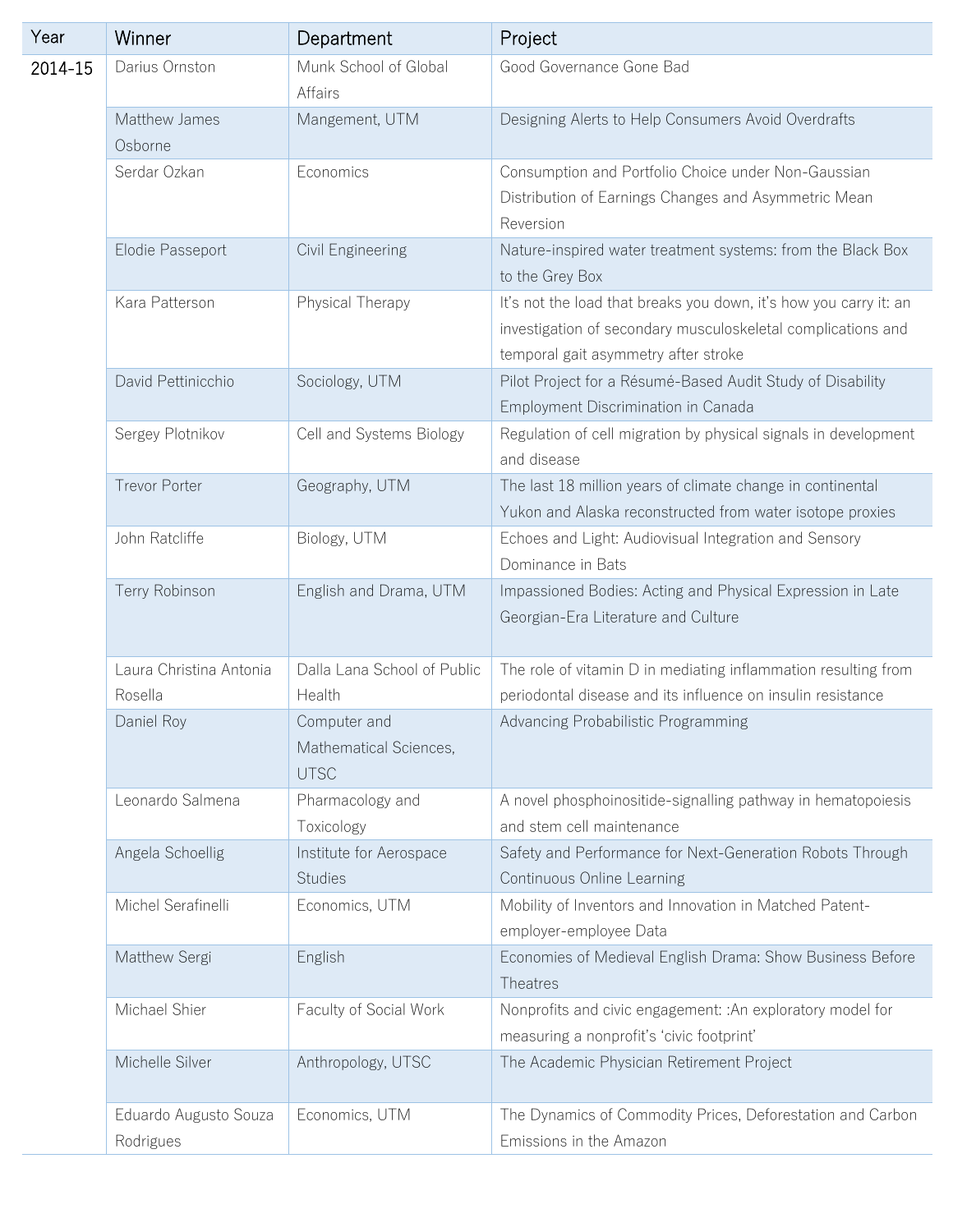| Year | Winner | Department | Project |
| --- | --- | --- | --- |
| 2014-15 | Darius Ornston | Munk School of Global Affairs | Good Governance Gone Bad |
| | Matthew James Osborne | Mangement, UTM | Designing Alerts to Help Consumers Avoid Overdrafts |
| | Serdar Ozkan | Economics | Consumption and Portfolio Choice under Non-Gaussian Distribution of Earnings Changes and Asymmetric Mean Reversion |
| | Elodie Passeport | Civil Engineering | Nature-inspired water treatment systems: from the Black Box to the Grey Box |
| | Kara Patterson | Physical Therapy | It's not the load that breaks you down, it's how you carry it: an investigation of secondary musculoskeletal complications and temporal gait asymmetry after stroke |
| | David Pettinicchio | Sociology, UTM | Pilot Project for a Résumé-Based Audit Study of Disability Employment Discrimination in Canada |
| | Sergey Plotnikov | Cell and Systems Biology | Regulation of cell migration by physical signals in development and disease |
| | Trevor Porter | Geography, UTM | The last 18 million years of climate change in continental Yukon and Alaska reconstructed from water isotope proxies |
| | John Ratcliffe | Biology, UTM | Echoes and Light: Audiovisual Integration and Sensory Dominance in Bats |
| | Terry Robinson | English and Drama, UTM | Impassioned Bodies: Acting and Physical Expression in Late Georgian-Era Literature and Culture |
| | Laura Christina Antonia Rosella | Dalla Lana School of Public Health | The role of vitamin D in mediating inflammation resulting from periodontal disease and its influence on insulin resistance |
| | Daniel Roy | Computer and Mathematical Sciences, UTSC | Advancing Probabilistic Programming |
| | Leonardo Salmena | Pharmacology and Toxicology | A novel phosphoinositide-signalling pathway in hematopoiesis and stem cell maintenance |
| | Angela Schoellig | Institute for Aerospace Studies | Safety and Performance for Next-Generation Robots Through Continuous Online Learning |
| | Michel Serafinelli | Economics, UTM | Mobility of Inventors and Innovation in Matched Patent-employer-employee Data |
| | Matthew Sergi | English | Economies of Medieval English Drama: Show Business Before Theatres |
| | Michael Shier | Faculty of Social Work | Nonprofits and civic engagement: :An exploratory model for measuring a nonprofit's 'civic footprint' |
| | Michelle Silver | Anthropology, UTSC | The Academic Physician Retirement Project |
| | Eduardo Augusto Souza Rodrigues | Economics, UTM | The Dynamics of Commodity Prices, Deforestation and Carbon Emissions in the Amazon |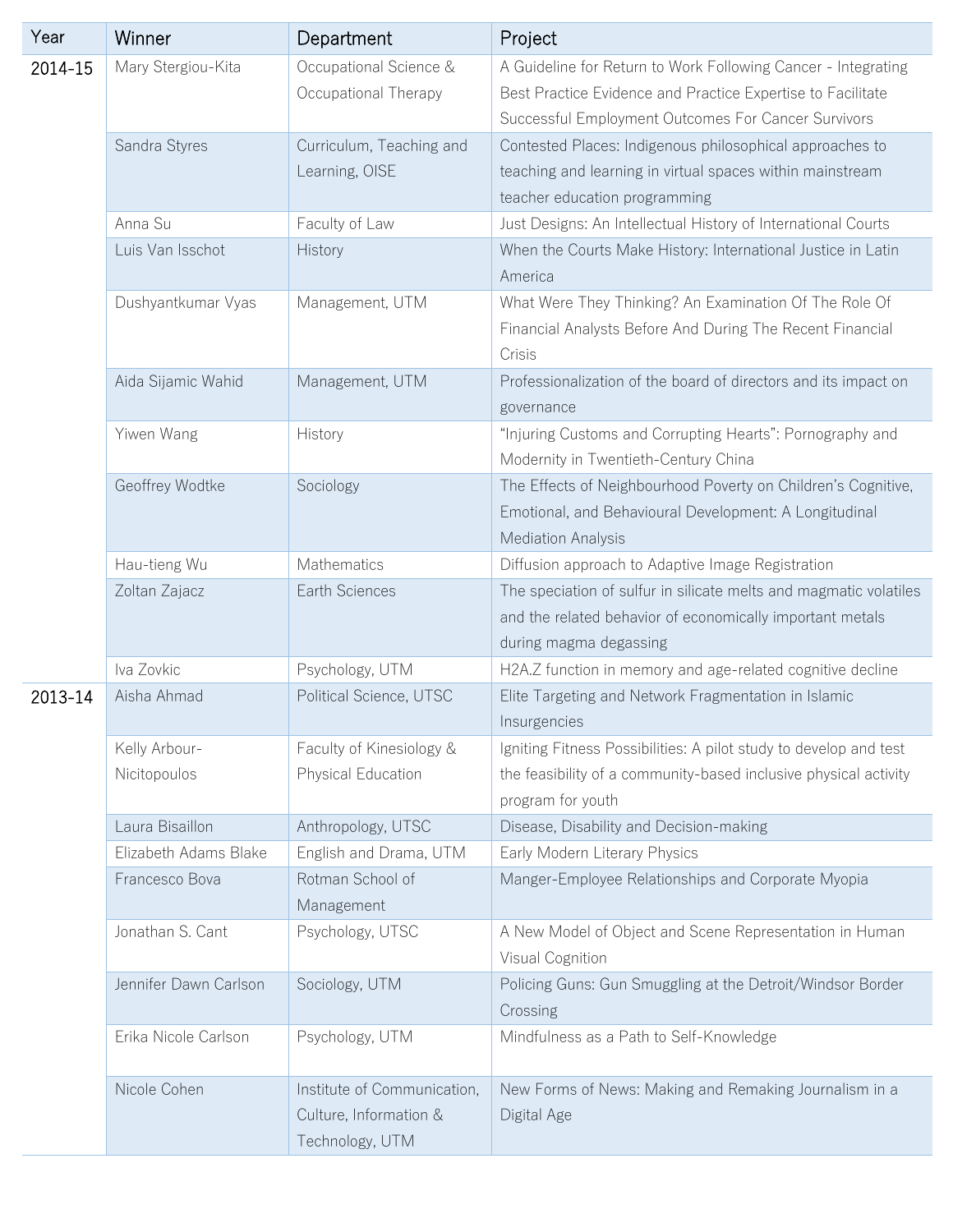| Year | Winner | Department | Project |
|---|---|---|---|
| 2014-15 | Mary Stergiou-Kita | Occupational Science & Occupational Therapy | A Guideline for Return to Work Following Cancer - Integrating Best Practice Evidence and Practice Expertise to Facilitate Successful Employment Outcomes For Cancer Survivors |
| | Sandra Styres | Curriculum, Teaching and Learning, OISE | Contested Places: Indigenous philosophical approaches to teaching and learning in virtual spaces within mainstream teacher education programming |
| | Anna Su | Faculty of Law | Just Designs: An Intellectual History of International Courts |
| | Luis Van Isschot | History | When the Courts Make History: International Justice in Latin America |
| | Dushyantkumar Vyas | Management, UTM | What Were They Thinking? An Examination Of The Role Of Financial Analysts Before And During The Recent Financial Crisis |
| | Aida Sijamic Wahid | Management, UTM | Professionalization of the board of directors and its impact on governance |
| | Yiwen Wang | History | "Injuring Customs and Corrupting Hearts": Pornography and Modernity in Twentieth-Century China |
| | Geoffrey Wodtke | Sociology | The Effects of Neighbourhood Poverty on Children's Cognitive, Emotional, and Behavioural Development: A Longitudinal Mediation Analysis |
| | Hau-tieng Wu | Mathematics | Diffusion approach to Adaptive Image Registration |
| | Zoltan Zajacz | Earth Sciences | The speciation of sulfur in silicate melts and magmatic volatiles and the related behavior of economically important metals during magma degassing |
| | Iva Zovkic | Psychology, UTM | H2A.Z function in memory and age-related cognitive decline |
| 2013-14 | Aisha Ahmad | Political Science, UTSC | Elite Targeting and Network Fragmentation in Islamic Insurgencies |
| | Kelly Arbour-Nicitopoulos | Faculty of Kinesiology & Physical Education | Igniting Fitness Possibilities: A pilot study to develop and test the feasibility of a community-based inclusive physical activity program for youth |
| | Laura Bisaillon | Anthropology, UTSC | Disease, Disability and Decision-making |
| | Elizabeth Adams Blake | English and Drama, UTM | Early Modern Literary Physics |
| | Francesco Bova | Rotman School of Management | Manger-Employee Relationships and Corporate Myopia |
| | Jonathan S. Cant | Psychology, UTSC | A New Model of Object and Scene Representation in Human Visual Cognition |
| | Jennifer Dawn Carlson | Sociology, UTM | Policing Guns: Gun Smuggling at the Detroit/Windsor Border Crossing |
| | Erika Nicole Carlson | Psychology, UTM | Mindfulness as a Path to Self-Knowledge |
| | Nicole Cohen | Institute of Communication, Culture, Information & Technology, UTM | New Forms of News: Making and Remaking Journalism in a Digital Age |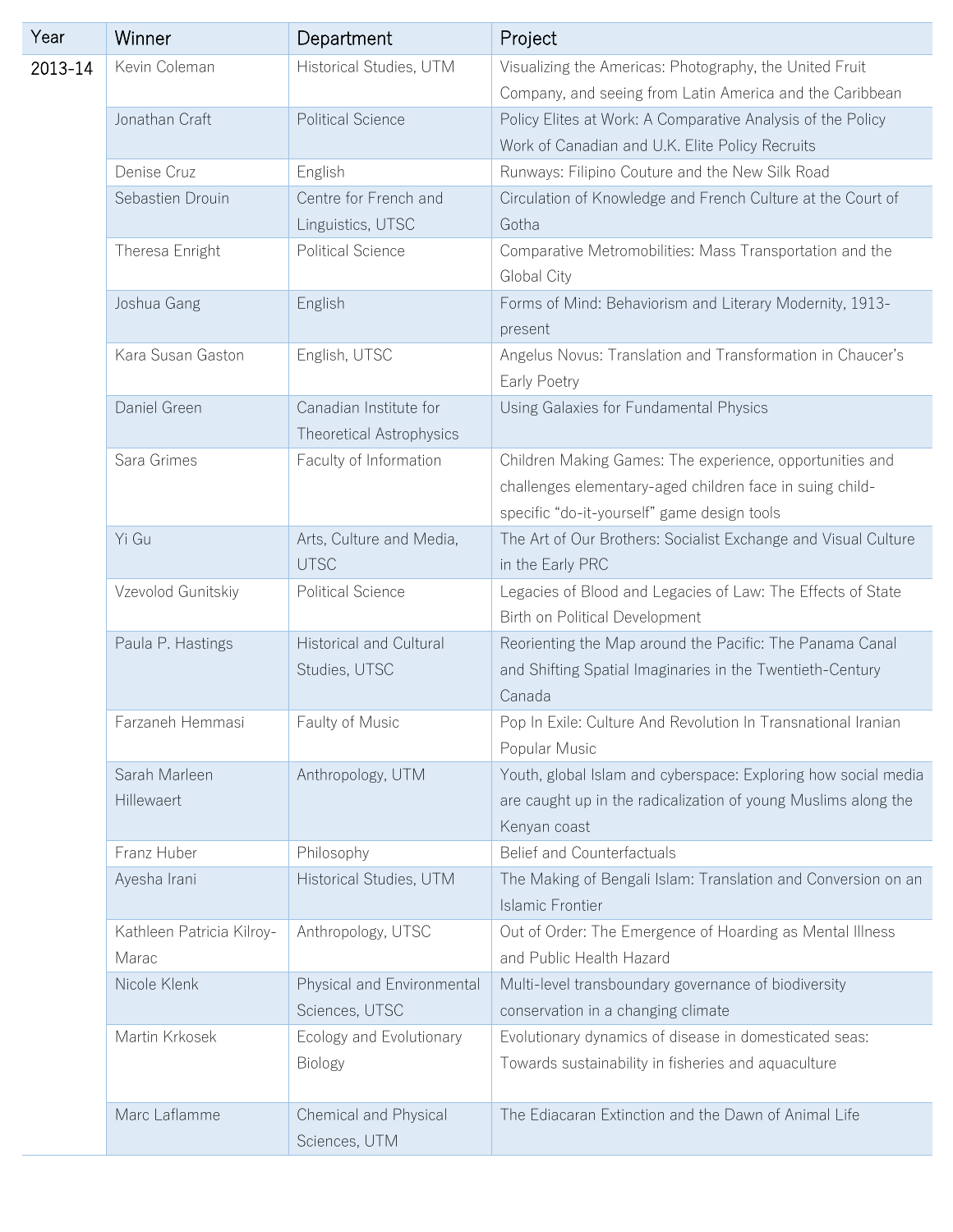| Year | Winner | Department | Project |
| --- | --- | --- | --- |
| 2013-14 | Kevin Coleman | Historical Studies, UTM | Visualizing the Americas: Photography, the United Fruit Company, and seeing from Latin America and the Caribbean |
| | Jonathan Craft | Political Science | Policy Elites at Work: A Comparative Analysis of the Policy Work of Canadian and U.K. Elite Policy Recruits |
| | Denise Cruz | English | Runways: Filipino Couture and the New Silk Road |
| | Sebastien Drouin | Centre for French and Linguistics, UTSC | Circulation of Knowledge and French Culture at the Court of Gotha |
| | Theresa Enright | Political Science | Comparative Metromobilities: Mass Transportation and the Global City |
| | Joshua Gang | English | Forms of Mind: Behaviorism and Literary Modernity, 1913-present |
| | Kara Susan Gaston | English, UTSC | Angelus Novus: Translation and Transformation in Chaucer's Early Poetry |
| | Daniel Green | Canadian Institute for Theoretical Astrophysics | Using Galaxies for Fundamental Physics |
| | Sara Grimes | Faculty of Information | Children Making Games: The experience, opportunities and challenges elementary-aged children face in suing child-specific "do-it-yourself" game design tools |
| | Yi Gu | Arts, Culture and Media, UTSC | The Art of Our Brothers: Socialist Exchange and Visual Culture in the Early PRC |
| | Vzevolod Gunitskiy | Political Science | Legacies of Blood and Legacies of Law: The Effects of State Birth on Political Development |
| | Paula P. Hastings | Historical and Cultural Studies, UTSC | Reorienting the Map around the Pacific: The Panama Canal and Shifting Spatial Imaginaries in the Twentieth-Century Canada |
| | Farzaneh Hemmasi | Faulty of Music | Pop In Exile: Culture And Revolution In Transnational Iranian Popular Music |
| | Sarah Marleen Hillewaert | Anthropology, UTM | Youth, global Islam and cyberspace: Exploring how social media are caught up in the radicalization of young Muslims along the Kenyan coast |
| | Franz Huber | Philosophy | Belief and Counterfactuals |
| | Ayesha Irani | Historical Studies, UTM | The Making of Bengali Islam: Translation and Conversion on an Islamic Frontier |
| | Kathleen Patricia Kilroy-Marac | Anthropology, UTSC | Out of Order: The Emergence of Hoarding as Mental Illness and Public Health Hazard |
| | Nicole Klenk | Physical and Environmental Sciences, UTSC | Multi-level transboundary governance of biodiversity conservation in a changing climate |
| | Martin Krkosek | Ecology and Evolutionary Biology | Evolutionary dynamics of disease in domesticated seas: Towards sustainability in fisheries and aquaculture |
| | Marc Laflamme | Chemical and Physical Sciences, UTM | The Ediacaran Extinction and the Dawn of Animal Life |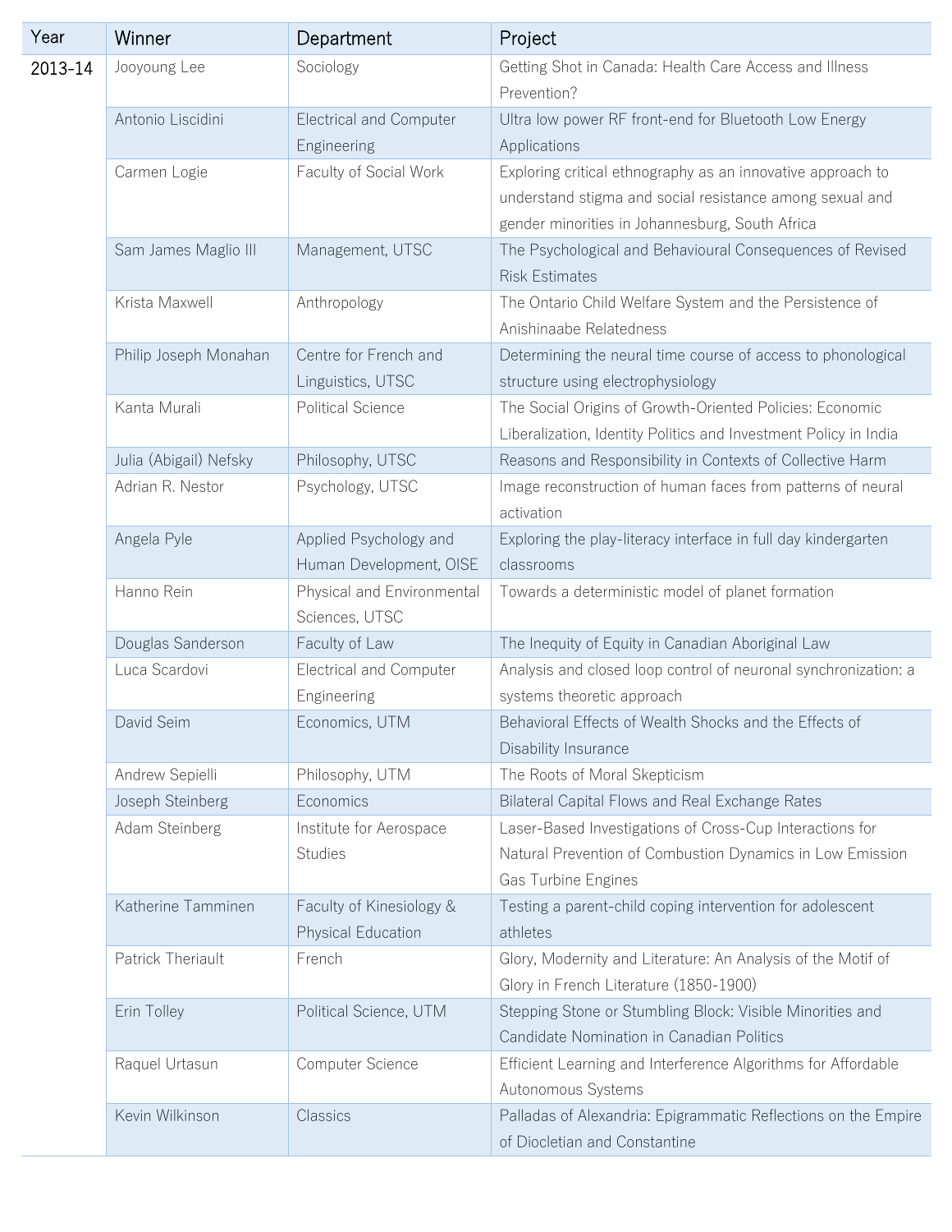| Year | Winner | Department | Project |
| --- | --- | --- | --- |
| 2013-14 | Jooyoung Lee | Sociology | Getting Shot in Canada: Health Care Access and Illness Prevention? |
| | Antonio Liscidini | Electrical and Computer Engineering | Ultra low power RF front-end for Bluetooth Low Energy Applications |
| | Carmen Logie | Faculty of Social Work | Exploring critical ethnography as an innovative approach to understand stigma and social resistance among sexual and gender minorities in Johannesburg, South Africa |
| | Sam James Maglio III | Management, UTSC | The Psychological and Behavioural Consequences of Revised Risk Estimates |
| | Krista Maxwell | Anthropology | The Ontario Child Welfare System and the Persistence of Anishinaabe Relatedness |
| | Philip Joseph Monahan | Centre for French and Linguistics, UTSC | Determining the neural time course of access to phonological structure using electrophysiology |
| | Kanta Murali | Political Science | The Social Origins of Growth-Oriented Policies: Economic Liberalization, Identity Politics and Investment Policy in India |
| | Julia (Abigail) Nefsky | Philosophy, UTSC | Reasons and Responsibility in Contexts of Collective Harm |
| | Adrian R. Nestor | Psychology, UTSC | Image reconstruction of human faces from patterns of neural activation |
| | Angela Pyle | Applied Psychology and Human Development, OISE | Exploring the play-literacy interface in full day kindergarten classrooms |
| | Hanno Rein | Physical and Environmental Sciences, UTSC | Towards a deterministic model of planet formation |
| | Douglas Sanderson | Faculty of Law | The Inequity of Equity in Canadian Aboriginal Law |
| | Luca Scardovi | Electrical and Computer Engineering | Analysis and closed loop control of neuronal synchronization: a systems theoretic approach |
| | David Seim | Economics, UTM | Behavioral Effects of Wealth Shocks and the Effects of Disability Insurance |
| | Andrew Sepielli | Philosophy, UTM | The Roots of Moral Skepticism |
| | Joseph Steinberg | Economics | Bilateral Capital Flows and Real Exchange Rates |
| | Adam Steinberg | Institute for Aerospace Studies | Laser-Based Investigations of Cross-Cup Interactions for Natural Prevention of Combustion Dynamics in Low Emission Gas Turbine Engines |
| | Katherine Tamminen | Faculty of Kinesiology & Physical Education | Testing a parent-child coping intervention for adolescent athletes |
| | Patrick Theriault | French | Glory, Modernity and Literature: An Analysis of the Motif of Glory in French Literature (1850-1900) |
| | Erin Tolley | Political Science, UTM | Stepping Stone or Stumbling Block: Visible Minorities and Candidate Nomination in Canadian Politics |
| | Raquel Urtasun | Computer Science | Efficient Learning and Interference Algorithms for Affordable Autonomous Systems |
| | Kevin Wilkinson | Classics | Palladas of Alexandria: Epigrammatic Reflections on the Empire of Diocletian and Constantine |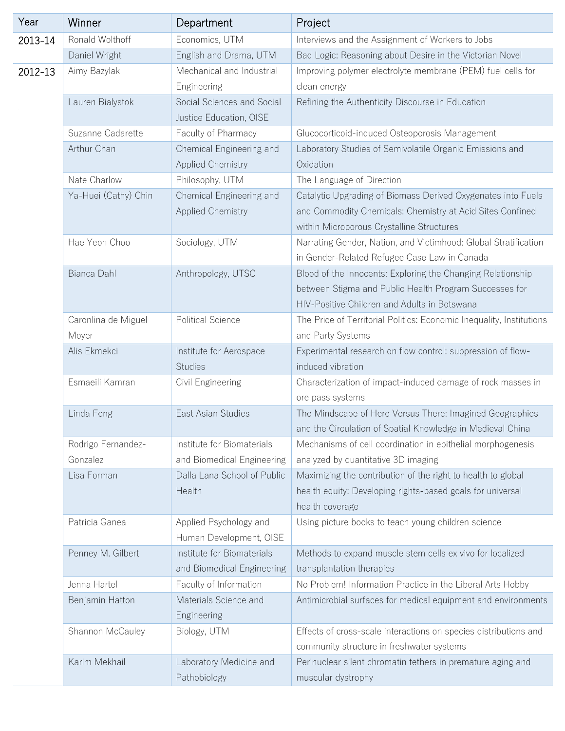| Year | Winner | Department | Project |
|---|---|---|---|
| 2013-14 | Ronald Wolthoff | Economics, UTM | Interviews and the Assignment of Workers to Jobs |
| | Daniel Wright | English and Drama, UTM | Bad Logic: Reasoning about Desire in the Victorian Novel |
| 2012-13 | Aimy Bazylak | Mechanical and Industrial Engineering | Improving polymer electrolyte membrane (PEM) fuel cells for clean energy |
| | Lauren Bialystok | Social Sciences and Social Justice Education, OISE | Refining the Authenticity Discourse in Education |
| | Suzanne Cadarette | Faculty of Pharmacy | Glucocorticoid-induced Osteoporosis Management |
| | Arthur Chan | Chemical Engineering and Applied Chemistry | Laboratory Studies of Semivolatile Organic Emissions and Oxidation |
| | Nate Charlow | Philosophy, UTM | The Language of Direction |
| | Ya-Huei (Cathy) Chin | Chemical Engineering and Applied Chemistry | Catalytic Upgrading of Biomass Derived Oxygenates into Fuels and Commodity Chemicals: Chemistry at Acid Sites Confined within Microporous Crystalline Structures |
| | Hae Yeon Choo | Sociology, UTM | Narrating Gender, Nation, and Victimhood: Global Stratification in Gender-Related Refugee Case Law in Canada |
| | Bianca Dahl | Anthropology, UTSC | Blood of the Innocents: Exploring the Changing Relationship between Stigma and Public Health Program Successes for HIV-Positive Children and Adults in Botswana |
| | Caronlina de Miguel Moyer | Political Science | The Price of Territorial Politics: Economic Inequality, Institutions and Party Systems |
| | Alis Ekmekci | Institute for Aerospace Studies | Experimental research on flow control: suppression of flow-induced vibration |
| | Esmaeili Kamran | Civil Engineering | Characterization of impact-induced damage of rock masses in ore pass systems |
| | Linda Feng | East Asian Studies | The Mindscape of Here Versus There: Imagined Geographies and the Circulation of Spatial Knowledge in Medieval China |
| | Rodrigo Fernandez-Gonzalez | Institute for Biomaterials and Biomedical Engineering | Mechanisms of cell coordination in epithelial morphogenesis analyzed by quantitative 3D imaging |
| | Lisa Forman | Dalla Lana School of Public Health | Maximizing the contribution of the right to health to global health equity: Developing rights-based goals for universal health coverage |
| | Patricia Ganea | Applied Psychology and Human Development, OISE | Using picture books to teach young children science |
| | Penney M. Gilbert | Institute for Biomaterials and Biomedical Engineering | Methods to expand muscle stem cells ex vivo for localized transplantation therapies |
| | Jenna Hartel | Faculty of Information | No Problem! Information Practice in the Liberal Arts Hobby |
| | Benjamin Hatton | Materials Science and Engineering | Antimicrobial surfaces for medical equipment and environments |
| | Shannon McCauley | Biology, UTM | Effects of cross-scale interactions on species distributions and community structure in freshwater systems |
| | Karim Mekhail | Laboratory Medicine and Pathobiology | Perinuclear silent chromatin tethers in premature aging and muscular dystrophy |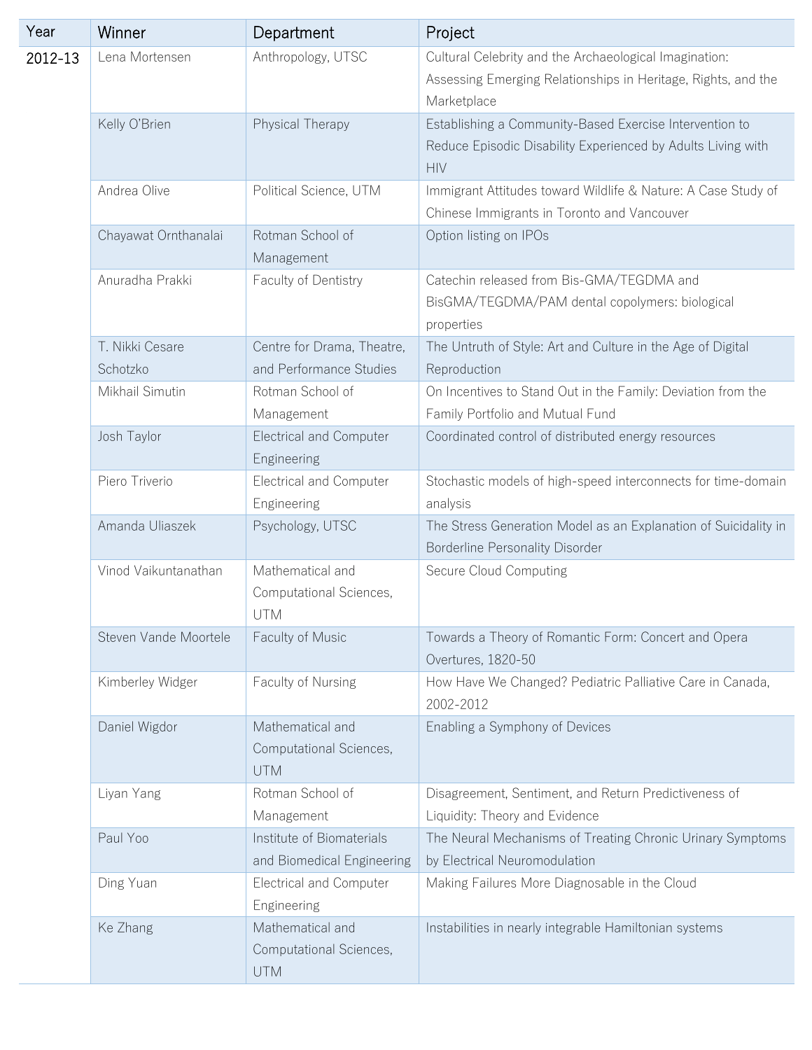| Year | Winner | Department | Project |
| --- | --- | --- | --- |
| 2012-13 | Lena Mortensen | Anthropology, UTSC | Cultural Celebrity and the Archaeological Imagination: Assessing Emerging Relationships in Heritage, Rights, and the Marketplace |
| | Kelly O'Brien | Physical Therapy | Establishing a Community-Based Exercise Intervention to Reduce Episodic Disability Experienced by Adults Living with HIV |
| | Andrea Olive | Political Science, UTM | Immigrant Attitudes toward Wildlife & Nature: A Case Study of Chinese Immigrants in Toronto and Vancouver |
| | Chayawat Ornthanalai | Rotman School of Management | Option listing on IPOs |
| | Anuradha Prakki | Faculty of Dentistry | Catechin released from Bis-GMA/TEGDMA and BisGMA/TEGDMA/PAM dental copolymers: biological properties |
| | T. Nikki Cesare Schotzko | Centre for Drama, Theatre, and Performance Studies | The Untruth of Style: Art and Culture in the Age of Digital Reproduction |
| | Mikhail Simutin | Rotman School of Management | On Incentives to Stand Out in the Family: Deviation from the Family Portfolio and Mutual Fund |
| | Josh Taylor | Electrical and Computer Engineering | Coordinated control of distributed energy resources |
| | Piero Triverio | Electrical and Computer Engineering | Stochastic models of high-speed interconnects for time-domain analysis |
| | Amanda Uliaszek | Psychology, UTSC | The Stress Generation Model as an Explanation of Suicidality in Borderline Personality Disorder |
| | Vinod Vaikuntanathan | Mathematical and Computational Sciences, UTM | Secure Cloud Computing |
| | Steven Vande Moortele | Faculty of Music | Towards a Theory of Romantic Form: Concert and Opera Overtures, 1820-50 |
| | Kimberley Widger | Faculty of Nursing | How Have We Changed? Pediatric Palliative Care in Canada, 2002-2012 |
| | Daniel Wigdor | Mathematical and Computational Sciences, UTM | Enabling a Symphony of Devices |
| | Liyan Yang | Rotman School of Management | Disagreement, Sentiment, and Return Predictiveness of Liquidity: Theory and Evidence |
| | Paul Yoo | Institute of Biomaterials and Biomedical Engineering | The Neural Mechanisms of Treating Chronic Urinary Symptoms by Electrical Neuromodulation |
| | Ding Yuan | Electrical and Computer Engineering | Making Failures More Diagnosable in the Cloud |
| | Ke Zhang | Mathematical and Computational Sciences, UTM | Instabilities in nearly integrable Hamiltonian systems |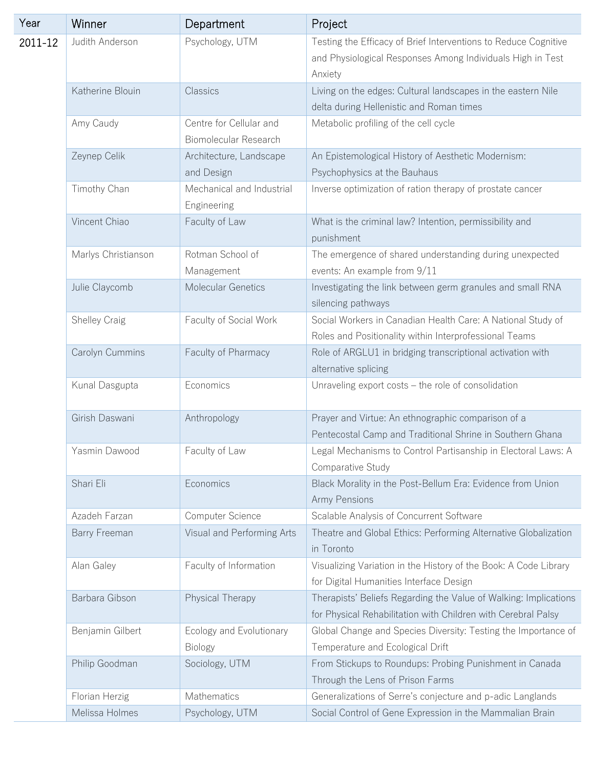| Year | Winner | Department | Project |
|---|---|---|---|
| 2011-12 | Judith Anderson | Psychology, UTM | Testing the Efficacy of Brief Interventions to Reduce Cognitive and Physiological Responses Among Individuals High in Test Anxiety |
| | Katherine Blouin | Classics | Living on the edges: Cultural landscapes in the eastern Nile delta during Hellenistic and Roman times |
| | Amy Caudy | Centre for Cellular and Biomolecular Research | Metabolic profiling of the cell cycle |
| | Zeynep Celik | Architecture, Landscape and Design | An Epistemological History of Aesthetic Modernism: Psychophysics at the Bauhaus |
| | Timothy Chan | Mechanical and Industrial Engineering | Inverse optimization of ration therapy of prostate cancer |
| | Vincent Chiao | Faculty of Law | What is the criminal law? Intention, permissibility and punishment |
| | Marlys Christianson | Rotman School of Management | The emergence of shared understanding during unexpected events: An example from 9/11 |
| | Julie Claycomb | Molecular Genetics | Investigating the link between germ granules and small RNA silencing pathways |
| | Shelley Craig | Faculty of Social Work | Social Workers in Canadian Health Care: A National Study of Roles and Positionality within Interprofessional Teams |
| | Carolyn Cummins | Faculty of Pharmacy | Role of ARGLU1 in bridging transcriptional activation with alternative splicing |
| | Kunal Dasgupta | Economics | Unraveling export costs – the role of consolidation |
| | Girish Daswani | Anthropology | Prayer and Virtue: An ethnographic comparison of a Pentecostal Camp and Traditional Shrine in Southern Ghana |
| | Yasmin Dawood | Faculty of Law | Legal Mechanisms to Control Partisanship in Electoral Laws: A Comparative Study |
| | Shari Eli | Economics | Black Morality in the Post-Bellum Era: Evidence from Union Army Pensions |
| | Azadeh Farzan | Computer Science | Scalable Analysis of Concurrent Software |
| | Barry Freeman | Visual and Performing Arts | Theatre and Global Ethics: Performing Alternative Globalization in Toronto |
| | Alan Galey | Faculty of Information | Visualizing Variation in the History of the Book: A Code Library for Digital Humanities Interface Design |
| | Barbara Gibson | Physical Therapy | Therapists' Beliefs Regarding the Value of Walking: Implications for Physical Rehabilitation with Children with Cerebral Palsy |
| | Benjamin Gilbert | Ecology and Evolutionary Biology | Global Change and Species Diversity: Testing the Importance of Temperature and Ecological Drift |
| | Philip Goodman | Sociology, UTM | From Stickups to Roundups: Probing Punishment in Canada Through the Lens of Prison Farms |
| | Florian Herzig | Mathematics | Generalizations of Serre's conjecture and p-adic Langlands |
| | Melissa Holmes | Psychology, UTM | Social Control of Gene Expression in the Mammalian Brain |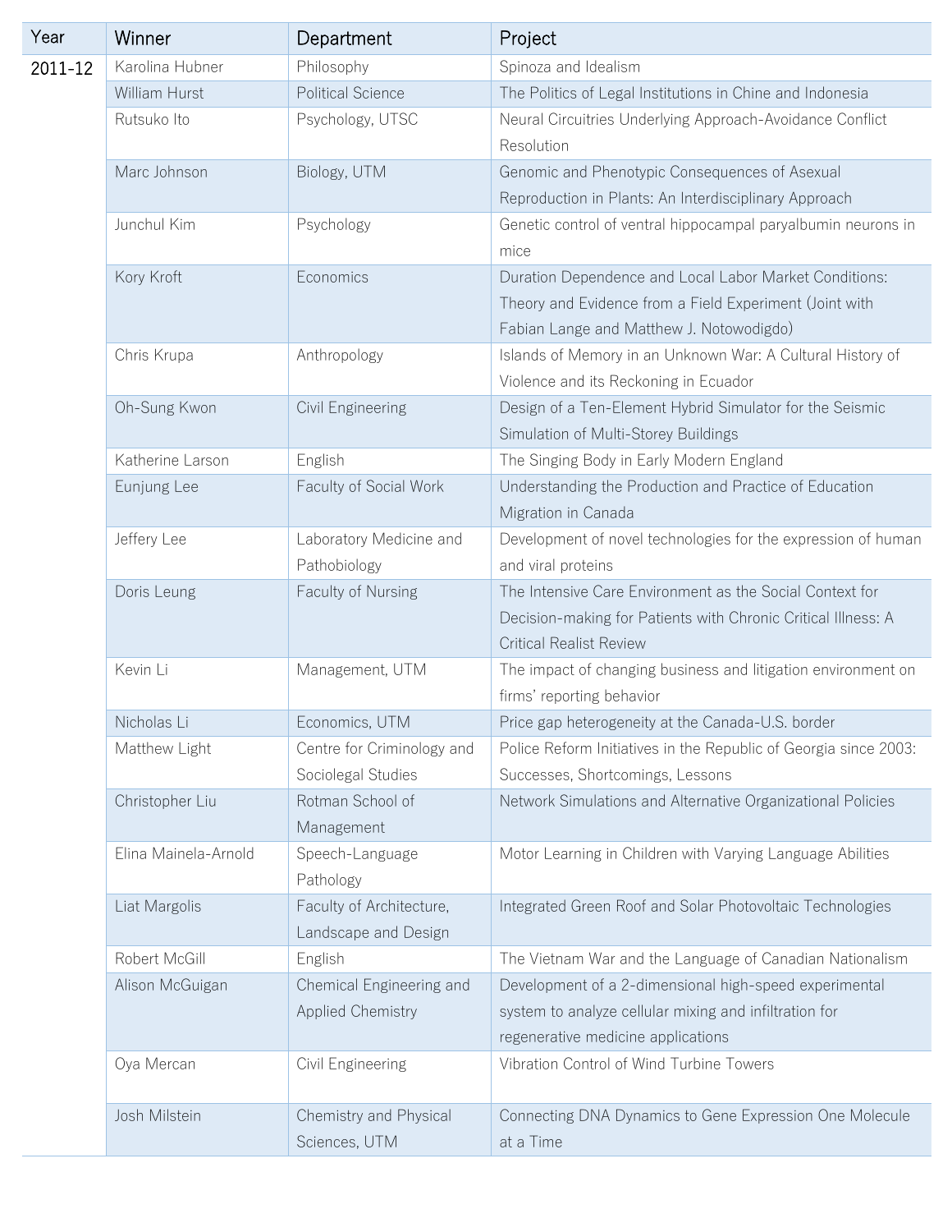| Year | Winner | Department | Project |
|---|---|---|---|
| 2011-12 | Karolina Hubner | Philosophy | Spinoza and Idealism |
| | William Hurst | Political Science | The Politics of Legal Institutions in Chine and Indonesia |
| | Rutsuko Ito | Psychology, UTSC | Neural Circuitries Underlying Approach-Avoidance Conflict Resolution |
| | Marc Johnson | Biology, UTM | Genomic and Phenotypic Consequences of Asexual Reproduction in Plants: An Interdisciplinary Approach |
| | Junchul Kim | Psychology | Genetic control of ventral hippocampal paryalbumin neurons in mice |
| | Kory Kroft | Economics | Duration Dependence and Local Labor Market Conditions: Theory and Evidence from a Field Experiment (Joint with Fabian Lange and Matthew J. Notowodigdo) |
| | Chris Krupa | Anthropology | Islands of Memory in an Unknown War: A Cultural History of Violence and its Reckoning in Ecuador |
| | Oh-Sung Kwon | Civil Engineering | Design of a Ten-Element Hybrid Simulator for the Seismic Simulation of Multi-Storey Buildings |
| | Katherine Larson | English | The Singing Body in Early Modern England |
| | Eunjung Lee | Faculty of Social Work | Understanding the Production and Practice of Education Migration in Canada |
| | Jeffery Lee | Laboratory Medicine and Pathobiology | Development of novel technologies for the expression of human and viral proteins |
| | Doris Leung | Faculty of Nursing | The Intensive Care Environment as the Social Context for Decision-making for Patients with Chronic Critical Illness: A Critical Realist Review |
| | Kevin Li | Management, UTM | The impact of changing business and litigation environment on firms' reporting behavior |
| | Nicholas Li | Economics, UTM | Price gap heterogeneity at the Canada-U.S. border |
| | Matthew Light | Centre for Criminology and Sociolegal Studies | Police Reform Initiatives in the Republic of Georgia since 2003: Successes, Shortcomings, Lessons |
| | Christopher Liu | Rotman School of Management | Network Simulations and Alternative Organizational Policies |
| | Elina Mainela-Arnold | Speech-Language Pathology | Motor Learning in Children with Varying Language Abilities |
| | Liat Margolis | Faculty of Architecture, Landscape and Design | Integrated Green Roof and Solar Photovoltaic Technologies |
| | Robert McGill | English | The Vietnam War and the Language of Canadian Nationalism |
| | Alison McGuigan | Chemical Engineering and Applied Chemistry | Development of a 2-dimensional high-speed experimental system to analyze cellular mixing and infiltration for regenerative medicine applications |
| | Oya Mercan | Civil Engineering | Vibration Control of Wind Turbine Towers |
| | Josh Milstein | Chemistry and Physical Sciences, UTM | Connecting DNA Dynamics to Gene Expression One Molecule at a Time |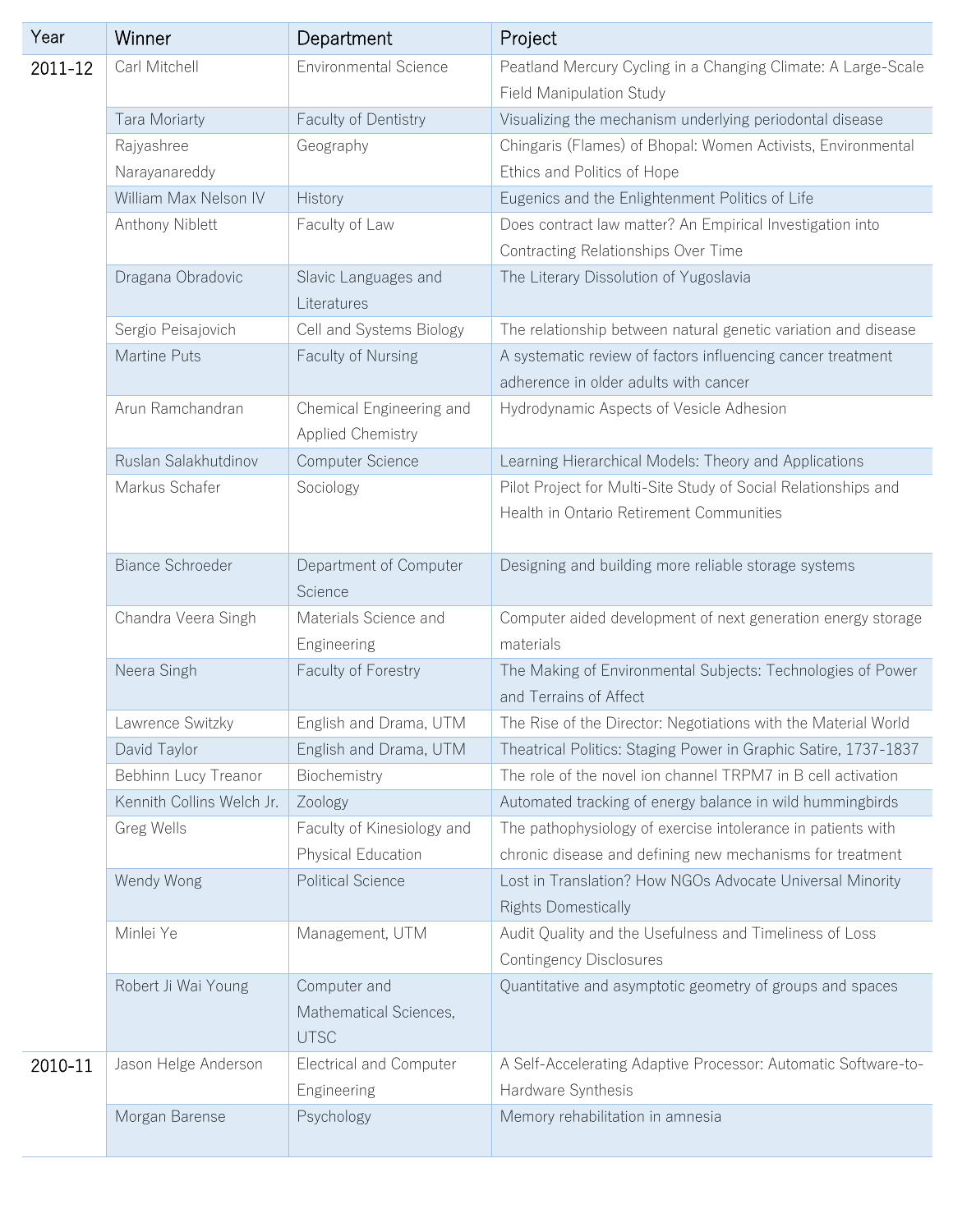| Year | Winner | Department | Project |
|---|---|---|---|
| 2011-12 | Carl Mitchell | Environmental Science | Peatland Mercury Cycling in a Changing Climate: A Large-Scale Field Manipulation Study |
| | Tara Moriarty | Faculty of Dentistry | Visualizing the mechanism underlying periodontal disease |
| | Rajyashree Narayanareddy | Geography | Chingaris (Flames) of Bhopal: Women Activists, Environmental Ethics and Politics of Hope |
| | William Max Nelson IV | History | Eugenics and the Enlightenment Politics of Life |
| | Anthony Niblett | Faculty of Law | Does contract law matter? An Empirical Investigation into Contracting Relationships Over Time |
| | Dragana Obradovic | Slavic Languages and Literatures | The Literary Dissolution of Yugoslavia |
| | Sergio Peisajovich | Cell and Systems Biology | The relationship between natural genetic variation and disease |
| | Martine Puts | Faculty of Nursing | A systematic review of factors influencing cancer treatment adherence in older adults with cancer |
| | Arun Ramchandran | Chemical Engineering and Applied Chemistry | Hydrodynamic Aspects of Vesicle Adhesion |
| | Ruslan Salakhutdinov | Computer Science | Learning Hierarchical Models: Theory and Applications |
| | Markus Schafer | Sociology | Pilot Project for Multi-Site Study of Social Relationships and Health in Ontario Retirement Communities |
| | Biance Schroeder | Department of Computer Science | Designing and building more reliable storage systems |
| | Chandra Veera Singh | Materials Science and Engineering | Computer aided development of next generation energy storage materials |
| | Neera Singh | Faculty of Forestry | The Making of Environmental Subjects: Technologies of Power and Terrains of Affect |
| | Lawrence Switzky | English and Drama, UTM | The Rise of the Director: Negotiations with the Material World |
| | David Taylor | English and Drama, UTM | Theatrical Politics: Staging Power in Graphic Satire, 1737-1837 |
| | Bebhinn Lucy Treanor | Biochemistry | The role of the novel ion channel TRPM7 in B cell activation |
| | Kennith Collins Welch Jr. | Zoology | Automated tracking of energy balance in wild hummingbirds |
| | Greg Wells | Faculty of Kinesiology and Physical Education | The pathophysiology of exercise intolerance in patients with chronic disease and defining new mechanisms for treatment |
| | Wendy Wong | Political Science | Lost in Translation? How NGOs Advocate Universal Minority Rights Domestically |
| | Minlei Ye | Management, UTM | Audit Quality and the Usefulness and Timeliness of Loss Contingency Disclosures |
| | Robert Ji Wai Young | Computer and Mathematical Sciences, UTSC | Quantitative and asymptotic geometry of groups and spaces |
| 2010-11 | Jason Helge Anderson | Electrical and Computer Engineering | A Self-Accelerating Adaptive Processor: Automatic Software-to-Hardware Synthesis |
| | Morgan Barense | Psychology | Memory rehabilitation in amnesia |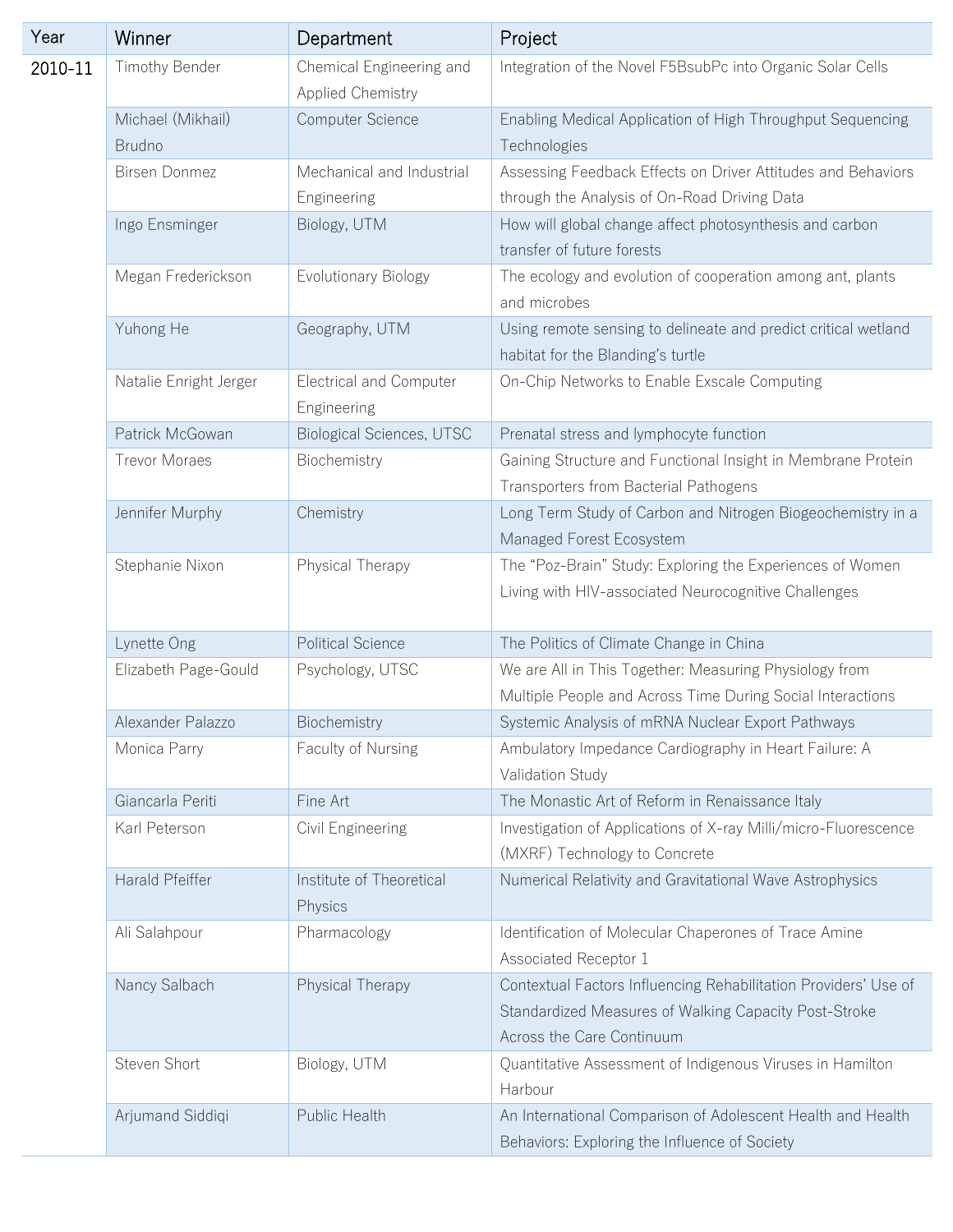| Year | Winner | Department | Project |
|---|---|---|---|
| 2010-11 | Timothy Bender | Chemical Engineering and Applied Chemistry | Integration of the Novel F5BsubPc into Organic Solar Cells |
| | Michael (Mikhail) Brudno | Computer Science | Enabling Medical Application of High Throughput Sequencing Technologies |
| | Birsen Donmez | Mechanical and Industrial Engineering | Assessing Feedback Effects on Driver Attitudes and Behaviors through the Analysis of On-Road Driving Data |
| | Ingo Ensminger | Biology, UTM | How will global change affect photosynthesis and carbon transfer of future forests |
| | Megan Frederickson | Evolutionary Biology | The ecology and evolution of cooperation among ant, plants and microbes |
| | Yuhong He | Geography, UTM | Using remote sensing to delineate and predict critical wetland habitat for the Blanding's turtle |
| | Natalie Enright Jerger | Electrical and Computer Engineering | On-Chip Networks to Enable Exscale Computing |
| | Patrick McGowan | Biological Sciences, UTSC | Prenatal stress and lymphocyte function |
| | Trevor Moraes | Biochemistry | Gaining Structure and Functional Insight in Membrane Protein Transporters from Bacterial Pathogens |
| | Jennifer Murphy | Chemistry | Long Term Study of Carbon and Nitrogen Biogeochemistry in a Managed Forest Ecosystem |
| | Stephanie Nixon | Physical Therapy | The "Poz-Brain" Study: Exploring the Experiences of Women Living with HIV-associated Neurocognitive Challenges |
| | Lynette Ong | Political Science | The Politics of Climate Change in China |
| | Elizabeth Page-Gould | Psychology, UTSC | We are All in This Together: Measuring Physiology from Multiple People and Across Time During Social Interactions |
| | Alexander Palazzo | Biochemistry | Systemic Analysis of mRNA Nuclear Export Pathways |
| | Monica Parry | Faculty of Nursing | Ambulatory Impedance Cardiography in Heart Failure: A Validation Study |
| | Giancarla Periti | Fine Art | The Monastic Art of Reform in Renaissance Italy |
| | Karl Peterson | Civil Engineering | Investigation of Applications of X-ray Milli/micro-Fluorescence (MXRF) Technology to Concrete |
| | Harald Pfeiffer | Institute of Theoretical Physics | Numerical Relativity and Gravitational Wave Astrophysics |
| | Ali Salahpour | Pharmacology | Identification of Molecular Chaperones of Trace Amine Associated Receptor 1 |
| | Nancy Salbach | Physical Therapy | Contextual Factors Influencing Rehabilitation Providers' Use of Standardized Measures of Walking Capacity Post-Stroke Across the Care Continuum |
| | Steven Short | Biology, UTM | Quantitative Assessment of Indigenous Viruses in Hamilton Harbour |
| | Arjumand Siddiqi | Public Health | An International Comparison of Adolescent Health and Health Behaviors: Exploring the Influence of Society |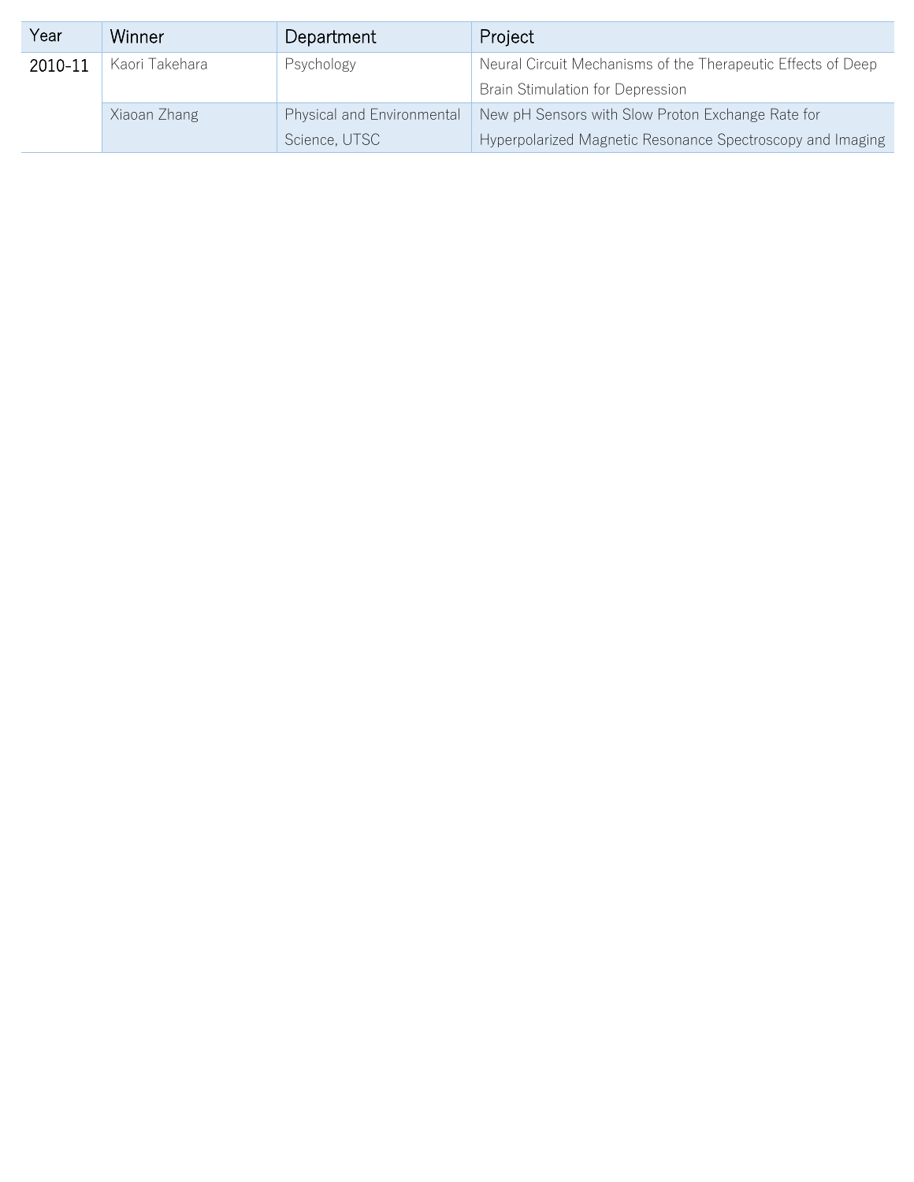| Year | Winner | Department | Project |
| --- | --- | --- | --- |
| 2010-11 | Kaori Takehara | Psychology | Neural Circuit Mechanisms of the Therapeutic Effects of Deep Brain Stimulation for Depression |
| | Xiaoan Zhang | Physical and Environmental Science, UTSC | New pH Sensors with Slow Proton Exchange Rate for Hyperpolarized Magnetic Resonance Spectroscopy and Imaging |